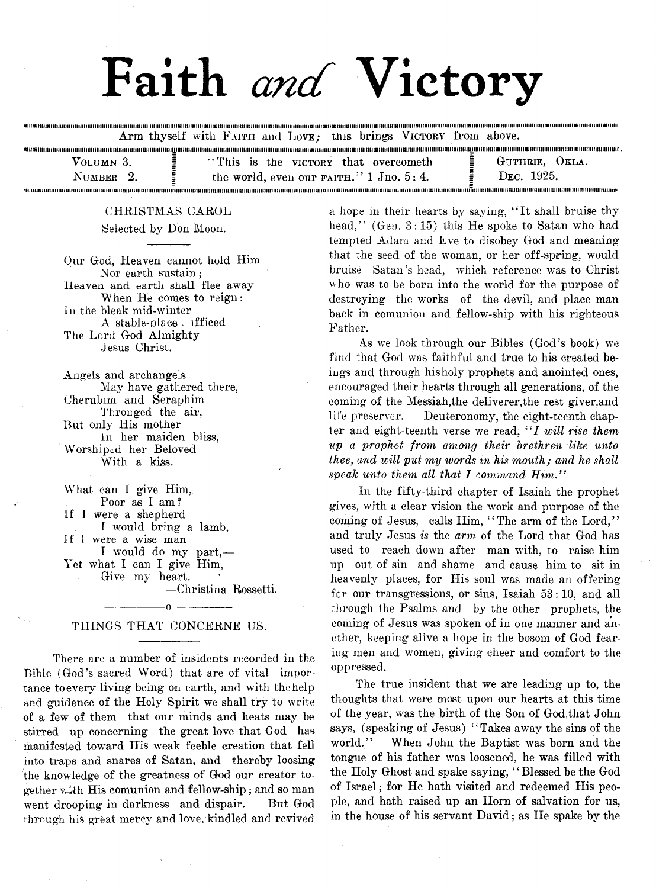# Faith *and* Victory

Arm thyself with FAITH and LOVE; this brings VICTORY from above.

| VOLUMN 3. NUMBER 2. | "This is the VICTORY that overcometh the world, even our FAITH." 1 Jno. 5: 4. | GUTHRIE, OKLA. DEC. 1925. |
|---|---|---|

## CHRISTMAS CAROL

Selected by Don Moon.

Our God, Heaven cannot hold Him
Nor earth sustain;
Heaven and earth shall flee away
When He comes to reign:
In the bleak mid-winter
A stable-place sufficed
The Lord God Almighty
Jesus Christ.

Angels and archangels
May have gathered there,
Cherubim and Seraphim
Thronged the air,
But only His mother
In her maiden bliss,
Worshiped her Beloved
With a kiss.

What can I give Him,
Poor as I am?
If I were a shepherd
I would bring a lamb,
If I were a wise man
I would do my part,—
Yet what I can I give Him,
Give my heart.

—Christina Rossetti.

---

## THINGS THAT CONCERNE US.

There are a number of insidents recorded in the Bible (God's sacred Word) that are of vital importance to every living being on earth, and with the help and guidence of the Holy Spirit we shall try to write of a few of them that our minds and heats may be stirred up concerning the great love that God has manifested toward His weak feeble creation that fell into traps and snares of Satan, and thereby loosing the knowledge of the greatness of God our creator together with His comunion and fellow-ship; and so man went drooping in darkness and dispair. But God through his great mercy and love, kindled and revived a hope in their hearts by saying, "It shall bruise thy head," (Gen. 3: 15) this He spoke to Satan who had tempted Adam and Eve to disobey God and meaning that the seed of the woman, or her off-spring, would bruise Satan's head, which reference was to Christ who was to be born into the world for the purpose of destroying the works of the devil, and place man back in comunion and fellow-ship with his righteous Father.

As we look through our Bibles (God's book) we find that God was faithful and true to his created beings and through hisholy prophets and anointed ones, encouraged their hearts through all generations, of the coming of the Messiah,the deliverer,the rest giver,and life preserver. Deuteronomy, the eight-teenth chapter and eight-teenth verse we read, "*I will rise them up a prophet from among their brethren like unto thee, and will put my words in his mouth; and he shall speak unto them all that I command Him.*"

In the fifty-third chapter of Isaiah the prophet gives, with a clear vision the work and purpose of the coming of Jesus, calls Him, "The arm of the Lord," and truly Jesus *is* the *arm* of the Lord that God has used to reach down after man with, to raise him up out of sin and shame and cause him to sit in heavenly places, for His soul was made an offering for our transgressions, or sins, Isaiah 53: 10, and all through the Psalms and by the other prophets, the coming of Jesus was spoken of in one manner and another, keeping alive a hope in the bosom of God fearing men and women, giving cheer and comfort to the oppressed.

The true insident that we are leading up to, the thoughts that were most upon our hearts at this time of the year, was the birth of the Son of God,that John says, (speaking of Jesus) "Takes away the sins of the world." When John the Baptist was born and the tongue of his father was loosened, he was filled with the Holy Ghost and spake saying, "Blessed be the God of Israel; for He hath visited and redeemed His people, and hath raised up an Horn of salvation for us, in the house of his servant David; as He spake by the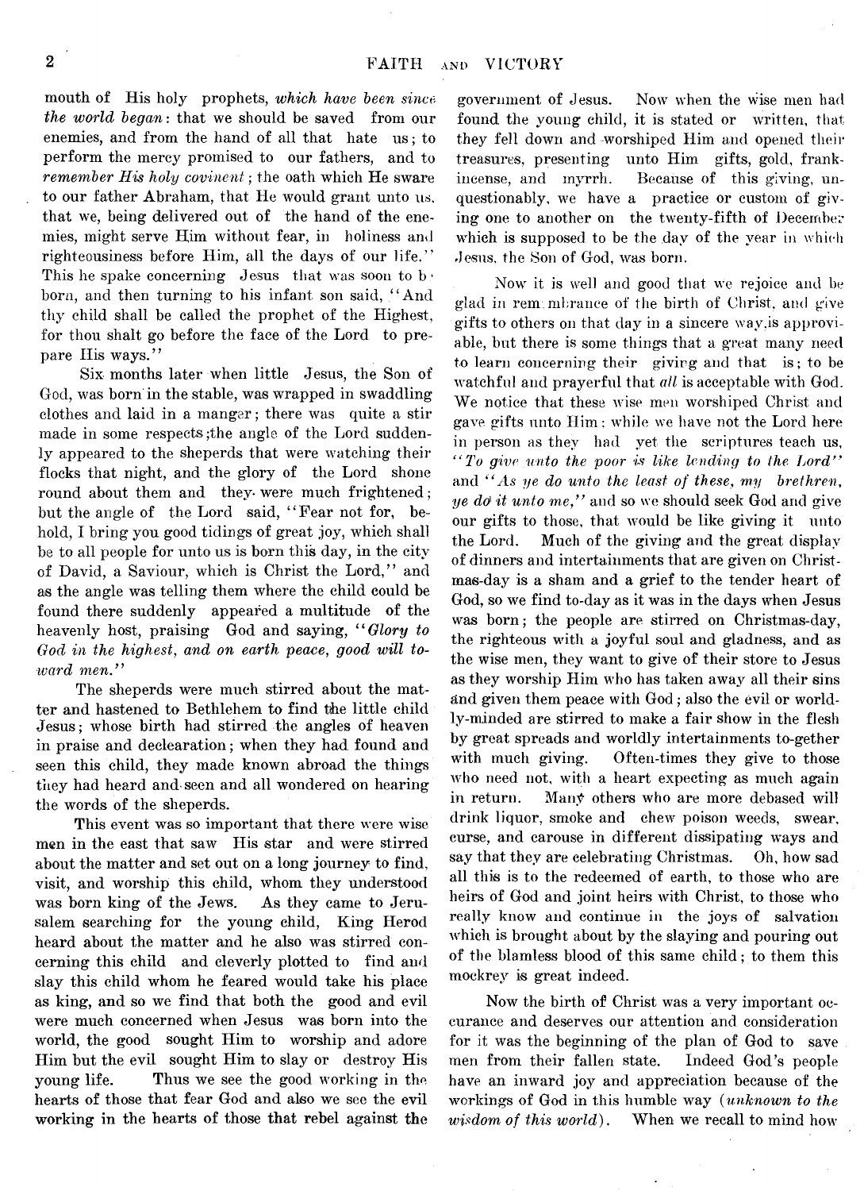mouth of His holy prophets, *which have been since the world began*: that we should be saved from our enemies, and from the hand of all that hate us; to perform the mercy promised to our fathers, and to *remember His holy covinent*; the oath which He sware to our father Abraham, that He would grant unto us, that we, being delivered out of the hand of the enemies, might serve Him without fear, in holiness and righteousiness before Him, all the days of our life." This he spake concerning Jesus that was soon to b born, and then turning to his infant son said, "And thy child shall be called the prophet of the Highest, for thou shalt go before the face of the Lord to prepare His ways."

Six months later when little Jesus, the Son of God, was born in the stable, was wrapped in swaddling clothes and laid in a manger; there was quite a stir made in some respects;the angle of the Lord suddenly appeared to the sheperds that were watching their flocks that night, and the glory of the Lord shone round about them and they were much frightened; but the angle of the Lord said, "Fear not for, behold, I bring you good tidings of great joy, which shall be to all people for unto us is born this day, in the city of David, a Saviour, which is Christ the Lord," and as the angle was telling them where the child could be found there suddenly appeared a multitude of the heavenly host, praising God and saying, "*Glory to God in the highest, and on earth peace, good will toward men.*"

The sheperds were much stirred about the matter and hastened to Bethlehem to find the little child Jesus; whose birth had stirred the angles of heaven in praise and declearation; when they had found and seen this child, they made known abroad the things they had heard and seen and all wondered on hearing the words of the sheperds.

This event was so important that there were wise men in the east that saw His star and were stirred about the matter and set out on a long journey to find, visit, and worship this child, whom they understood was born king of the Jews. As they came to Jerusalem searching for the young child, King Herod heard about the matter and he also was stirred concerning this child and cleverly plotted to find and slay this child whom he feared would take his place as king, and so we find that both the good and evil were much concerned when Jesus was born into the world, the good sought Him to worship and adore Him but the evil sought Him to slay or destroy His young life. Thus we see the good working in the hearts of those that fear God and also we see the evil working in the hearts of those that rebel against the government of Jesus. Now when the wise men had found the young child, it is stated or written, that they fell down and worshiped Him and opened their treasures, presenting unto Him gifts, gold, frankincense, and myrrh. Because of this giving, unquestionably, we have a practice or custom of giving one to another on the twenty-fifth of December which is supposed to be the day of the year in which Jesus, the Son of God, was born.

Now it is well and good that we rejoice and be glad in rem mbrance of the birth of Christ, and give gifts to others on that day in a sincere way,is approviable, but there is some things that a great many need to learn concerning their giving and that is; to be watchful and prayerful that *all* is acceptable with God. We notice that these wise men worshiped Christ and gave gifts unto Him; while we have not the Lord here in person as they had yet the scriptures teach us, "*To give unto the poor is like lending to the Lord*" and "*As ye do unto the least of these, my brethren, ye do it unto me,*" and so we should seek God and give our gifts to those, that would be like giving it unto the Lord. Much of the giving and the great display of dinners and intertainments that are given on Christmas-day is a sham and a grief to the tender heart of God, so we find to-day as it was in the days when Jesus was born; the people are stirred on Christmas-day, the righteous with a joyful soul and gladness, and as the wise men, they want to give of their store to Jesus as they worship Him who has taken away all their sins and given them peace with God; also the evil or worldly-minded are stirred to make a fair show in the flesh by great spreads and worldly intertainments to-gether with much giving. Often-times they give to those who need not, with a heart expecting as much again in return. Many others who are more debased will drink liquor, smoke and chew poison weeds, swear, curse, and carouse in different dissipating ways and say that they are celebrating Christmas. Oh, how sad all this is to the redeemed of earth, to those who are heirs of God and joint heirs with Christ, to those who really know and continue in the joys of salvation which is brought about by the slaying and pouring out of the blamless blood of this same child; to them this mockrey is great indeed.

Now the birth of Christ was a very important occurance and deserves our attention and consideration for it was the beginning of the plan of God to save men from their fallen state. Indeed God's people have an inward joy and appreciation because of the workings of God in this humble way (*unknown to the wisdom of this world*). When we recall to mind how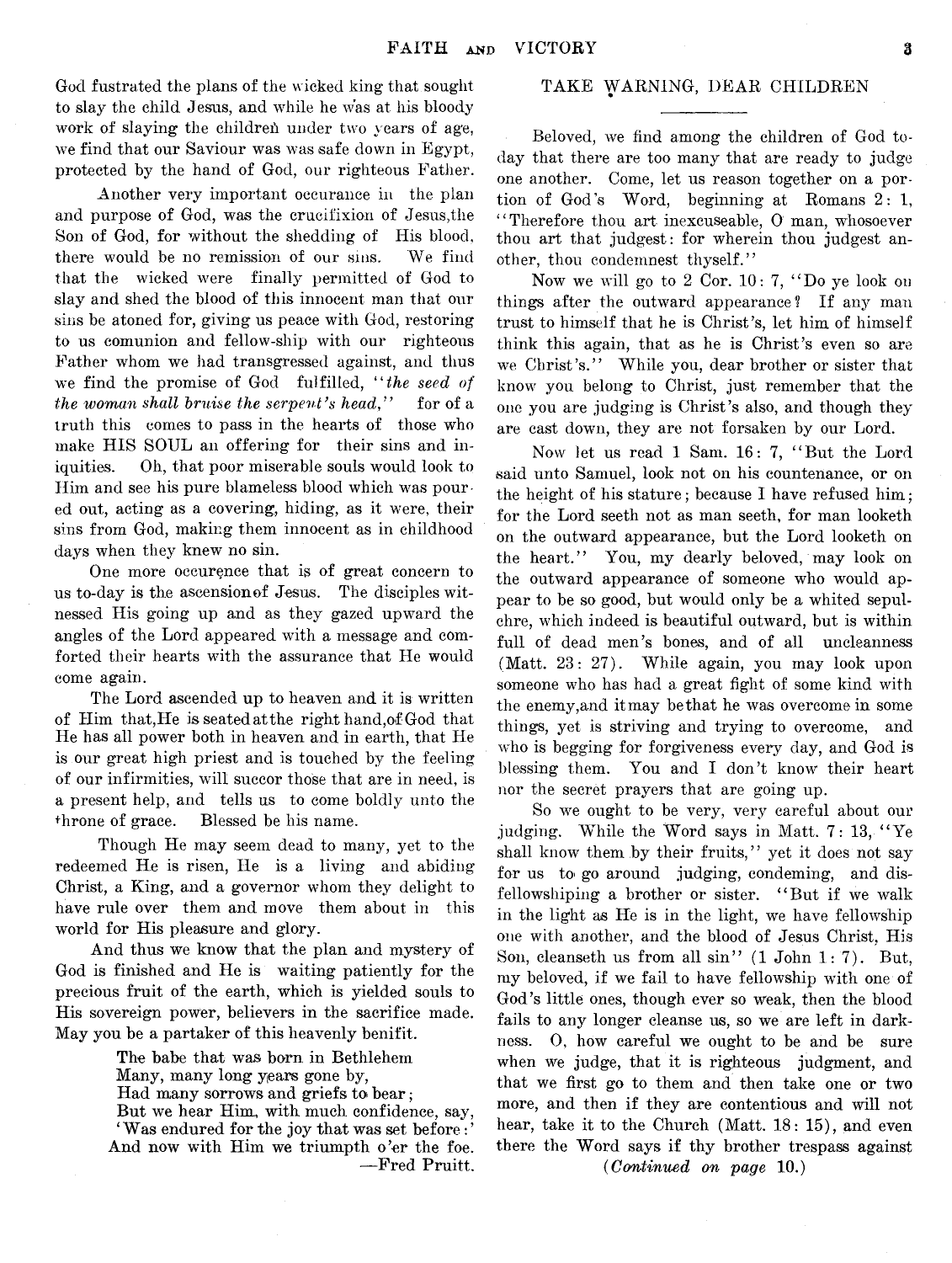God fustrated the plans of the wicked king that sought to slay the child Jesus, and while he was at his bloody work of slaying the children under two years of age, we find that our Saviour was was safe down in Egypt, protected by the hand of God, our righteous Father.

Another very important occurance in the plan and purpose of God, was the crucifixion of Jesus,the Son of God, for without the shedding of His blood, there would be no remission of our sins. We find that the wicked were finally permitted of God to slay and shed the blood of this innocent man that our sins be atoned for, giving us peace with God, restoring to us comunion and fellow-ship with our righteous Father whom we had transgressed against, and thus we find the promise of God fulfilled, "*the seed of the woman shall bruise the serpent's head,*" for of a truth this comes to pass in the hearts of those who make HIS SOUL an offering for their sins and iniquities. Oh, that poor miserable souls would look to Him and see his pure blameless blood which was poured out, acting as a covering, hiding, as it were, their sins from God, making them innocent as in childhood days when they knew no sin.

One more occurence that is of great concern to us to-day is the ascensionof Jesus. The disciples witnessed His going up and as they gazed upward the angles of the Lord appeared with a message and comforted their hearts with the assurance that He would come again.

The Lord ascended up to heaven and it is written of Him that,He is seated at the right hand,of God that He has all power both in heaven and in earth, that He is our great high priest and is touched by the feeling of our infirmities, will succor those that are in need, is a present help, and tells us to come boldly unto the throne of grace. Blessed be his name.

Though He may seem dead to many, yet to the redeemed He is risen, He is a living and abiding Christ, a King, and a governor whom they delight to have rule over them and move them about in this world for His pleasure and glory.

And thus we know that the plan and mystery of God is finished and He is waiting patiently for the precious fruit of the earth, which is yielded souls to His sovereign power, believers in the sacrifice made. May you be a partaker of this heavenly benifit.

> The babe that was born in Bethlehem
> Many, many long years gone by,
> Had many sorrows and griefs to bear;
> But we hear Him, with much confidence, say,
> 'Was endured for the joy that was set before:'
> And now with Him we triumpth o'er the foe.
>
> —Fred Pruitt.

## TAKE WARNING, DEAR CHILDREN

Beloved, we find among the children of God today that there are too many that are ready to judge one another. Come, let us reason together on a portion of God's Word, beginning at Romans 2: 1, "Therefore thou art inexcuseable, O man, whosoever thou art that judgest: for wherein thou judgest another, thou condemnest thyself."

Now we will go to 2 Cor. 10: 7, "Do ye look on things after the outward appearance? If any man trust to himself that he is Christ's, let him of himself think this again, that as he is Christ's even so are we Christ's." While you, dear brother or sister that know you belong to Christ, just remember that the one you are judging is Christ's also, and though they are cast down, they are not forsaken by our Lord.

Now let us read 1 Sam. 16: 7, "But the Lord said unto Samuel, look not on his countenance, or on the height of his stature; because I have refused him; for the Lord seeth not as man seeth, for man looketh on the outward appearance, but the Lord looketh on the heart." You, my dearly beloved, may look on the outward appearance of someone who would appear to be so good, but would only be a whited sepulchre, which indeed is beautiful outward, but is within full of dead men's bones, and of all uncleanness (Matt. 23: 27). While again, you may look upon someone who has had a great fight of some kind with the enemy,and it may be that he was overcome in some things, yet is striving and trying to overcome, and who is begging for forgiveness every day, and God is blessing them. You and I don't know their heart nor the secret prayers that are going up.

So we ought to be very, very careful about our judging. While the Word says in Matt. 7: 13, "Ye shall know them by their fruits," yet it does not say for us to go around judging, condeming, and disfellowshiping a brother or sister. "But if we walk in the light as He is in the light, we have fellowship one with another, and the blood of Jesus Christ, His Son, cleanseth us from all sin" (1 John 1: 7). But, my beloved, if we fail to have fellowship with one of God's little ones, though ever so weak, then the blood fails to any longer cleanse us, so we are left in darkness. O, how careful we ought to be and be sure when we judge, that it is righteous judgment, and that we first go to them and then take one or two more, and then if they are contentious and will not hear, take it to the Church (Matt. 18: 15), and even there the Word says if thy brother trespass against

(*Continued on page* 10.)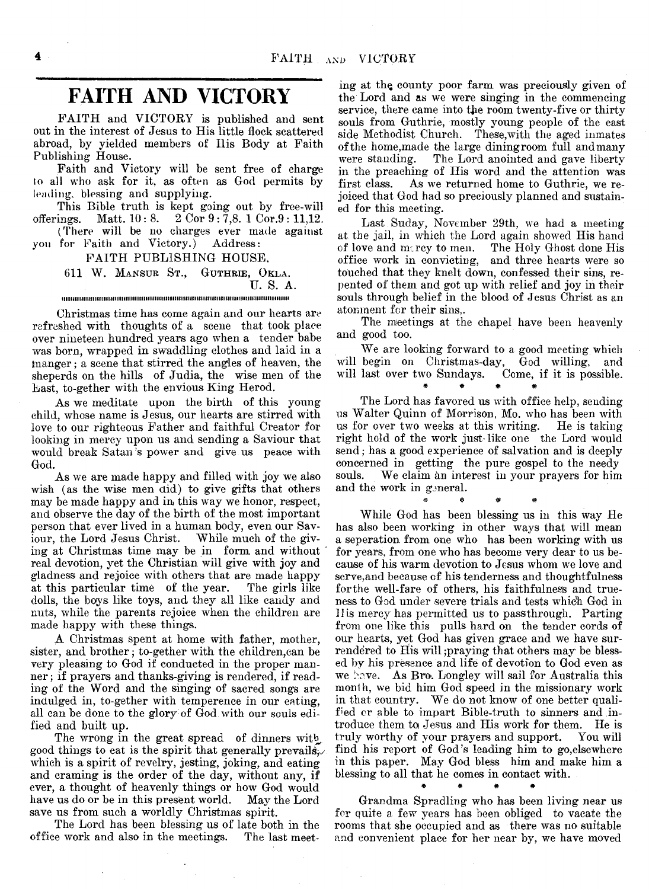# FAITH AND VICTORY

FAITH and VICTORY is published and sent out in the interest of Jesus to His little flock scattered abroad, by yielded members of His Body at Faith Publishing House.

Faith and Victory will be sent free of charge to all who ask for it, as often as God permits by leading, blessing and supplying.

This Bible truth is kept going out by free-will offerings. Matt. 10 : 8. 2 Cor 9 : 7,8. 1 Cor.9 : 11,12.

(There will be no charges ever made against you for Faith and Victory.) Address:

FAITH PUBLISHING HOUSE.
611 W. MANSUR ST., GUTHRIE, OKLA.
U. S. A.

Christmas time has come again and our hearts are refreshed with thoughts of a scene that took place over nineteen hundred years ago when a tender babe was born, wrapped in swaddling clothes and laid in a manger; a scene that stirred the angles of heaven, the sheperds on the hills of Judia, the wise men of the East, to-gether with the envious King Herod.

As we meditate upon the birth of this young child, whose name is Jesus, our hearts are stirred with love to our righteous Father and faithful Creator for looking in mercy upon us and sending a Saviour that would break Satan's power and give us peace with God.

As we are made happy and filled with joy we also wish (as the wise men did) to give gifts that others may be made happy and in this way we honor, respect, and observe the day of the birth of the most important person that ever lived in a human body, even our Saviour, the Lord Jesus Christ. While much of the giving at Christmas time may be in form and without real devotion, yet the Christian will give with joy and gladness and rejoice with others that are made happy at this particular time of the year. The girls like dolls, the boys like toys, and they all like candy and nuts, while the parents rejoice when the children are made happy with these things.

A Christmas spent at home with father, mother, sister, and brother; to-gether with the children,can be very pleasing to God if conducted in the proper manner; if prayers and thanks-giving is rendered, if reading of the Word and the singing of sacred songs are indulged in, to-gether with temperence in our eating, all can be done to the glory of God with our souls edified and built up.

The wrong in the great spread of dinners with good things to eat is the spirit that generally prevails, which is a spirit of revelry, jesting, joking, and eating and craming is the order of the day, without any, if ever, a thought of heavenly things or how God would have us do or be in this present world. May the Lord save us from such a worldly Christmas spirit.

The Lord has been blessing us of late both in the office work and also in the meetings. The last meeting at the county poor farm was preciously given of the Lord and as we were singing in the commencing service, there came into the room twenty-five or thirty souls from Guthrie, mostly young people of the east side Methodist Church. These,with the aged inmates of the home,made the large diningroom full and many were standing. The Lord anointed and gave liberty in the preaching of His word and the attention was first class. As we returned home to Guthrie, we rejoiced that God had so preciously planned and sustained for this meeting.

Last Suday, November 29th, we had a meeting at the jail, in which the Lord again showed His hand of love and mercy to men. The Holy Ghost done His office work in convicting, and three hearts were so touched that they knelt down, confessed their sins, repented of them and got up with relief and joy in their souls through belief in the blood of Jesus Christ as an atonment for their sins.

The meetings at the chapel have been heavenly and good too.

We are looking forward to a good meeting which will begin on Christmas-day, God willing, and will last over two Sundays. Come, if it is possible.

\* \* \* \*

The Lord has favored us with office help, sending us Walter Quinn of Morrison, Mo. who has been with us for over two weeks at this writing. He is taking right hold of the work just like one the Lord would send; has a good experience of salvation and is deeply concerned in getting the pure gospel to the needy souls. We claim an interest in your prayers for him and the work in general.

\* \* \* \*

While God has been blessing us in this way He has also been working in other ways that will mean a seperation from one who has been working with us for years, from one who has become very dear to us because of his warm devotion to Jesus whom we love and serve,and because of his tenderness and thoughtfulness forthe well-fare of others, his faithfulness and trueness to God under severe trials and tests which God in His mercy has permitted us to passthrough. Parting from one like this pulls hard on the tender cords of our hearts, yet God has given grace and we have surrendered to His will;praying that others may be blessed by his presence and life of devotion to God even as we have. As Bro. Longley will sail for Australia this month, we bid him God speed in the missionary work in that country. We do not know of one better qualified or able to impart Bible-truth to sinners and introduce them to Jesus and His work for them. He is truly worthy of your prayers and support. You will find his report of God's leading him to go,elsewhere in this paper. May God bless him and make him a blessing to all that he comes in contact with.

\* \* \* \*

Grandma Spradling who has been living near us for quite a few years has been obliged to vacate the rooms that she occupied and as there was no suitable and convenient place for her near by, we have moved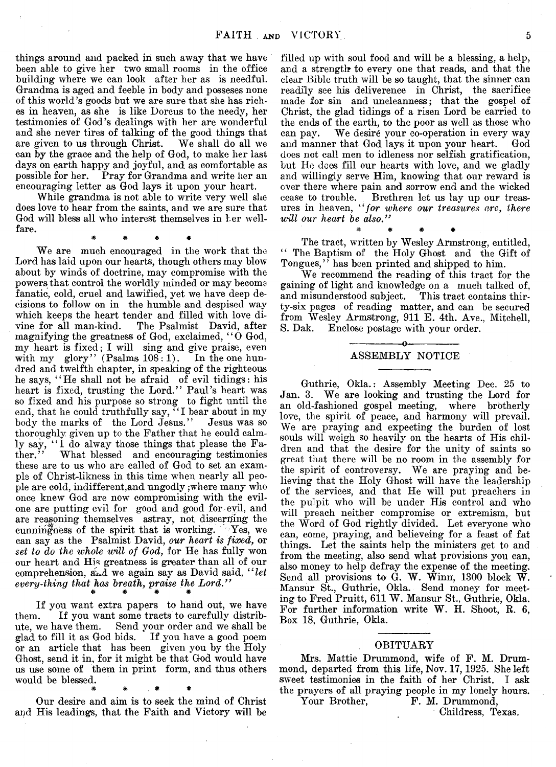things around and packed in such away that we have been able to give her two small rooms in the office building where we can look after her as is needful. Grandma is aged and feeble in body and posseses none of this world's goods but we are sure that she has riches in heaven, as she is like Dorcus to the needy, her testimonies of God's dealings with her are wonderful and she never tires of talking of the good things that are given to us through Christ. We shall do all we can by the grace and the help of God, to make her last days on earth happy and joyful, and as comfortable as possible for her. Pray for Grandma and write her an encouraging letter as God lays it upon your heart.

While grandma is not able to write very well she does love to hear from the saints, and we are sure that God will bless all who interest themselves in her welfare.

\* \* \* \*

We are much encouraged in the work that the Lord has laid upon our hearts, though others may blow about by winds of doctrine, may compromise with the powers that control the worldly minded or may become fanatic, cold, cruel and lawified, yet we have deep decisions to follow on in the humble and despised way which keeps the heart tender and filled with love divine for all man-kind. The Psalmist David, after magnifying the greatness of God, exclaimed, "O God, my heart is fixed; I will sing and give praise, even with my glory" (Psalms 108:1). In the one hundred and twelfth chapter, in speaking of the righteous he says, "He shall not be afraid of evil tidings: his heart is fixed, trusting the Lord." Paul's heart was so fixed and his purpose so strong to fight until the end, that he could truthfully say, "I bear about in my body the marks of the Lord Jesus." Jesus was so thoroughly given up to the Father that he could calmly say, "I do alway those things that please the Father." What blessed and encouraging testimonies these are to us who are called of God to set an example of Christ-likness in this time when nearly all people are cold, indifferent,and ungodly ;where many who once knew God are now compromising with the evil-one are putting evil for good and good for evil, and are reasoning themselves astray, not discerning the cunningness of the spirit that is working. Yes, we can say as the Psalmist David, *our heart is fixed,* or *set to do the whole will of God,* for He has fully won our heart and His greatness is greater than all of our comprehension, and we again say as David said, "*let every-thing that has breath, praise the Lord.*"

\* \* \* \*

If you want extra papers to hand out, we have them. If you want some tracts to carefully distribute, we have them. Send your order and we shall be glad to fill it as God bids. If you have a good poem or an article that has been given you by the Holy Ghost, send it in, for it might be that God would have us use some of them in print form, and thus others would be blessed.

\* \* \* \*

Our desire and aim is to seek the mind of Christ and His leadings, that the Faith and Victory will be filled up with soul food and will be a blessing, a help, and a strength to every one that reads, and that the clear Bible truth will be so taught, that the sinner can readily see his deliverence in Christ, the sacrifice made for sin and uncleanness; that the gospel of Christ, the glad tidings of a risen Lord be carried to the ends of the earth, to the poor as well as those who can pay. We desiré your co-operation in every way and manner that God lays it upon your heart. God does not call men to idleness nor selfish gratification, but He does fill our hearts with love, and we gladly and willingly serve Him, knowing that our reward is over there where pain and sorrow end and the wicked cease to trouble. Brethren let us lay up our treasures in heaven, "*for where our treasures are, there will our heart be also.*"

\* \* \* \*

The tract, written by Wesley Armstrong, entitled, "The Baptism of the Holy Ghost and the Gift of Tongues," has been printed and shipped to him.

We recommend the reading of this tract for the gaining of light and knowledge on a much talked of, and misunderstood subject. This tract contains thirty-six pages of reading matter, and can be secured from Wesley Armstrong, 911 E. 4th. Ave., Mitchell, S. Dak. Enclose postage with your order.

## ASSEMBLY NOTICE

Guthrie, Okla.: Assembly Meeting Dec. 25 to Jan. 3. We are looking and trusting the Lord for an old-fashioned gospel meeting, where brotherly love, the spirit of peace, and harmony will prevail. We are praying and expecting the burden of lost souls will weigh so heavily on the hearts of His children and that the desire for the unity of saints so great that there will be no room in the assembly for the spirit of controversy. We are praying and believing that the Holy Ghost will have the leadership of the services, and that He will put preachers in the pulpit who will be under His control and who will preach neither compromise or extremism, but the Word of God rightly divided. Let everyone who can, come, praying, and believeing for a feast of fat things. Let the saints help the ministers get to and from the meeting, also send what provisions you can, also money to help defray the expense of the meeting. Send all provisions to G. W. Winn, 1300 block W. Mansur St., Guthrie, Okla. Send money for meeting to Fred Pruitt, 611 W. Mansur St., Guthrie, Okla. For further information write W. H. Shoot, R. 6, Box 18, Guthrie, Okla.

## OBITUARY

Mrs. Mattie Drummond, wife of F. M. Drummond, departed from this life, Nov. 17, 1925. She left sweet testimonies in the faith of her Christ. I ask the prayers of all praying people in my lonely hours.

Your Brother, F. M. Drummond,
Childress, Texas.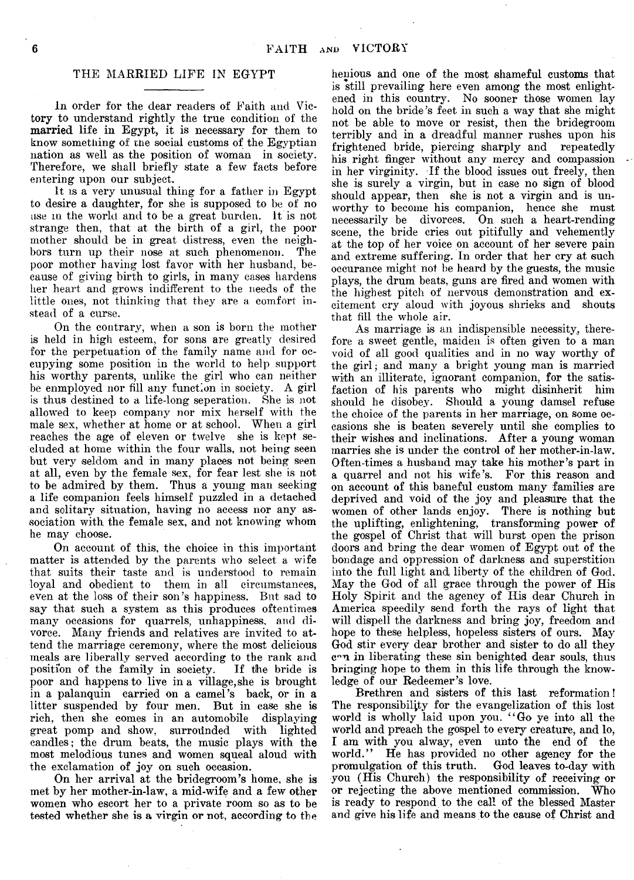## THE MARRIED LIFE IN EGYPT

In order for the dear readers of Faith and Victory to understand rightly the true condition of the married life in Egypt, it is necessary for them to know something of the social customs of the Egyptian nation as well as the position of woman in society. Therefore, we shall briefly state a few facts before entering upon our subject.

It is a very unusual thing for a father in Egypt to desire a daughter, for she is supposed to be of no use in the world and to be a great burden. It is not strange then, that at the birth of a girl, the poor mother should be in great distress, even the neighbors turn up their nose at such phenomenon. The poor mother having lost favor with her husband, because of giving birth to girls, in many cases hardens her heart and grows indifferent to the needs of the little ones, not thinking that they are a comfort instead of a curse.

On the contrary, when a son is born the mother is held in high esteem, for sons are greatly desired for the perpetuation of the family name and for occupying some position in the world to help support his worthy parents, unlike the girl who can neither be enmployed nor fill any function in society. A girl is thus destined to a life-long seperation. She is not allowed to keep company nor mix herself with the male sex, whether at home or at school. When a girl reaches the age of eleven or twelve she is kept secluded at home within the four walls, not being seen but very seldom and in many places not being seen at all, even by the female sex, for fear lest she is not to be admired by them. Thus a young man seeking a life companion feels himself puzzled in a detached and solitary situation, having no access nor any association with the female sex, and not knowing whom he may choose.

On account of this, the choice in this important matter is attended by the parents who select a wife that suits their taste and is understood to remain loyal and obedient to them in all circumstances, even at the loss of their son's happiness. But sad to say that such a system as this produces oftentimes many occasions for quarrels, unhappiness, and divorce. Many friends and relatives are invited to attend the marriage ceremony, where the most delicious meals are liberally served according to the rank and position of the family in society. If the bride is poor and happens to live in a village, she is brought in a palanquin carried on a camel's back, or in a litter suspended by four men. But in case she is rich, then she comes in an automobile displaying great pomp and show, surrounded with lighted candles; the drum beats, the music plays with the most melodious tunes and women squeal aloud with the exclamation of joy on such occasion.

On her arrival at the bridegroom's home, she is met by her mother-in-law, a mid-wife and a few other women who escort her to a private room so as to be tested whether she is a virgin or not, according to the heinous and one of the most shameful customs that is still prevailing here even among the most enlightened in this country. No sooner those women lay hold on the bride's feet in such a way that she might not be able to move or resist, then the bridegroom terribly and in a dreadful manner rushes upon his frightened bride, piercing sharply and repeatedly his right finger without any mercy and compassion in her virginity. If the blood issues out freely, then she is surely a virgin, but in case no sign of blood should appear, then she is not a virgin and is unworthy to become his companion, hence she must necessarily be divorces. On such a heart-rending scene, the bride cries out pitifully and vehemently at the top of her voice on account of her severe pain and extreme suffering. In order that her cry at such occurance might not be heard by the guests, the music plays, the drum beats, guns are fired and women with the highest pitch of nervous demonstration and excitement cry aloud with joyous shrieks and shouts that fill the whole air.

As marriage is an indispensible necessity, therefore a sweet gentle, maiden is often given to a man void of all good qualities and in no way worthy of the girl; and many a bright young man is married with an illiterate, ignorant companion, for the satisfaction of his parents who might disinherit him should he disobey. Should a young damsel refuse the choice of the parents in her marriage, on some occasions she is beaten severely until she complies to their wishes and inclinations. After a young woman marries she is under the control of her mother-in-law. Often-times a husband may take his mother's part in a quarrel and not his wife's. For this reason and on account of this baneful custom many families are deprived and void of the joy and pleasure that the women of other lands enjoy. There is nothing but the uplifting, enlightening, transforming power of the gospel of Christ that will burst open the prison doors and bring the dear women of Egypt out of the bondage and oppression of darkness and superstition into the full light and liberty of the children of God. May the God of all grace through the power of His Holy Spirit and the agency of His dear Church in America speedily send forth the rays of light that will dispell the darkness and bring joy, freedom and hope to these helpless, hopeless sisters of ours. May God stir every dear brother and sister to do all they can in liberating these sin benighted dear souls, thus bringing hope to them in this life through the knowledge of our Redeemer's love.

Brethren and sisters of this last reformation! The responsibility for the evangelization of this lost world is wholly laid upon you. "Go ye into all the world and preach the gospel to every creature, and lo, I am with you alway, even unto the end of the world." He has provided no other agency for the promulgation of this truth. God leaves to-day with you (His Church) the responsibility of receiving or rejecting the above mentioned commission. Who is ready to respond to the call of the blessed Master and give his life and means to the cause of Christ and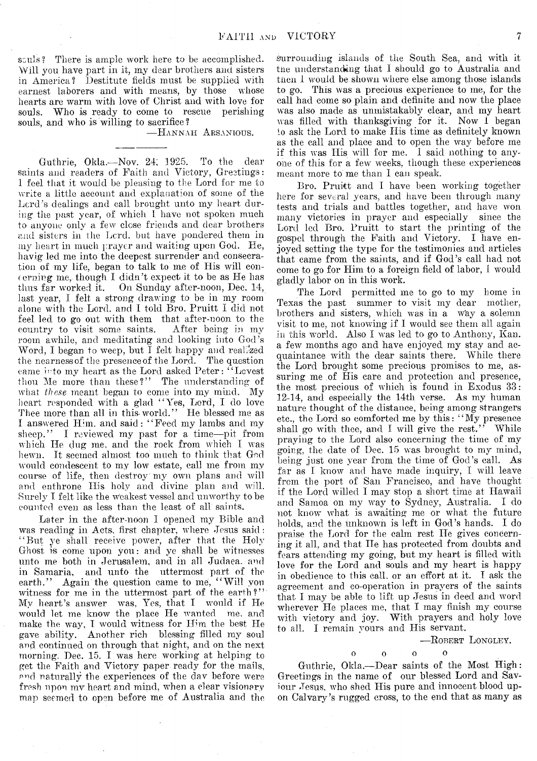souls? There is ample work here to be accomplished. Will you have part in it, my dear brothers and sisters in America? Destitute fields must be supplied with earnest laborers and with means, by those whose hearts are warm with love of Christ and with love for souls. Who is ready to come to rescue perishing souls, and who is willing to sacrifice?

—HANNAH ARSANIOUS.

---

Guthrie, Okla.—Nov. 24, 1925. To the dear saints and readers of Faith and Victory, Greetings: I feel that it would be pleasing to the Lord for me to write a little account and explanation of some of the Lord's dealings and call brought unto my heart during the past year, of which I have not spoken much to anyone only a few close friends and dear brothers and sisters in the Lord, but have pondered them in my heart in much prayer and waiting upon God. He, havig led me into the deepest surrender and consecration of my life, began to talk to me of His will concerning me, though I didn't expect it to be as He has thus far worked it. On Sunday after-noon, Dec. 14, last year, I felt a strong drawing to be in my room alone with the Lord, and I told Bro. Pruitt I did not feel led to go out with them that after-noon to the country to visit some saints. After being in my room awhile, and meditating and looking into God's Word, I began to weep, but I felt happy and realized the nearness of the presence of the Lord. The question came into my heart as the Lord asked Peter: "Lovest thou Me more than these?" The understanding of what *these* meant began to come into my mind. My heart responded with a glad "Yes, Lord, I do love Thee more than all in this world." He blessed me as I answered Him, and said: "Feed my lambs and my sheep." I reviewed my past for a time—pit from which He dug me, and the rock from which I was hewn. It seemed almost too much to think that God would condescend to my low estate, call me from my course of life, then destroy my own plans and will and enthrone His holy and divine plan and will. Surely I felt like the weakest vessel and unworthy to be counted even as less than the least of all saints.

Later in the after-noon I opened my Bible and was reading in Acts, first chapter, where Jesus said: "But ye shall receive power, after that the Holy Ghost is come upon you: and ye shall be witnesses unto me both in Jerusalem, and in all Judaea, and in Samaria, and unto the uttermost part of the earth." Again the question came to me, "Will you witness for me in the uttermost part of the earth?" My heart's answer was, Yes, that I would if He would let me know the place He wanted me, and make the way, I would witness for Him the best He gave ability. Another rich blessing filled my soul and continued on through that night, and on the next morning, Dec. 15, I was here working at helping to get the Faith and Victory paper ready for the mails, and naturally the experiences of the day before were fresh upon my heart and mind, when a clear visionary map seemed to open before me of Australia and the surrounding islands of the South Sea, and with it the understanding that I should go to Australia and then I would be shown where else among those islands to go. This was a precious experience to me, for the call had come so plain and definite and now the place was also made as unmistakably clear, and my heart was filled with thanksgiving for it. Now I began to ask the Lord to make His time as definitely known as the call and place and to open the way before me if this was His will for me. I said nothing to anyone of this for a few weeks, though these experiences meant more to me than I can speak.

Bro. Pruitt and I have been working together here for several years, and have been through many tests and trials and battles together, and have won many victories in prayer and especially since the Lord led Bro. Pruitt to start the printing of the gospel through the Faith and Victory. I have enjoyed setting the type for the testimonies and articles that came from the saints, and if God's call had not come to go for Him to a foreign field of labor, I would gladly labor on in this work.

The Lord permitted me to go to my home in Texas the past summer to visit my dear mother, brothers and sisters, which was in a way a solemn visit to me, not knowing if I would see them all again in this world. Also I was led to go to Anthony, Kan. a few months ago and have enjoyed my stay and acquaintance with the dear saints there. While there the Lord brought some precious promises to me, assuring me of His care and protection and presence, the most precious of which is found in Exodus 33: 12-14, and especially the 14th verse. As my human nature thought of the distance, being among strangers etc., the Lord so comforted me by this: "My presence shall go with thee, and I will give the rest." While praying to the Lord also concerning the time of my going, the date of Dec. 15 was brought to my mind, being just one year from the time of God's call. As far as I know and have made inquiry, I will leave from the port of San Francisco, and have thought if the Lord willed I may stop a short time at Hawaii and Samoa on my way to Sydney, Australia. I do not know what is awaiting me or what the future holds, and the unknown is left in God's hands. I do praise the Lord for the calm rest He gives concerning it all, and that He has protected from doubts and fears attending my going, but my heart is filled with love for the Lord and souls and my heart is happy in obedience to this call, or an effort at it. I ask the agreement and co-operation in prayers of the saints that I may be able to lift up Jesus in deed and word wherever He places me, that I may finish my course with victory and joy. With prayers and holy love to all. I remain yours and His servant.

—ROBERT LONGLEY.

o o o o

Guthrie, Okla.—Dear saints of the Most High: Greetings in the name of our blessed Lord and Saviour Jesus, who shed His pure and innocent blood upon Calvary's rugged cross, to the end that as many as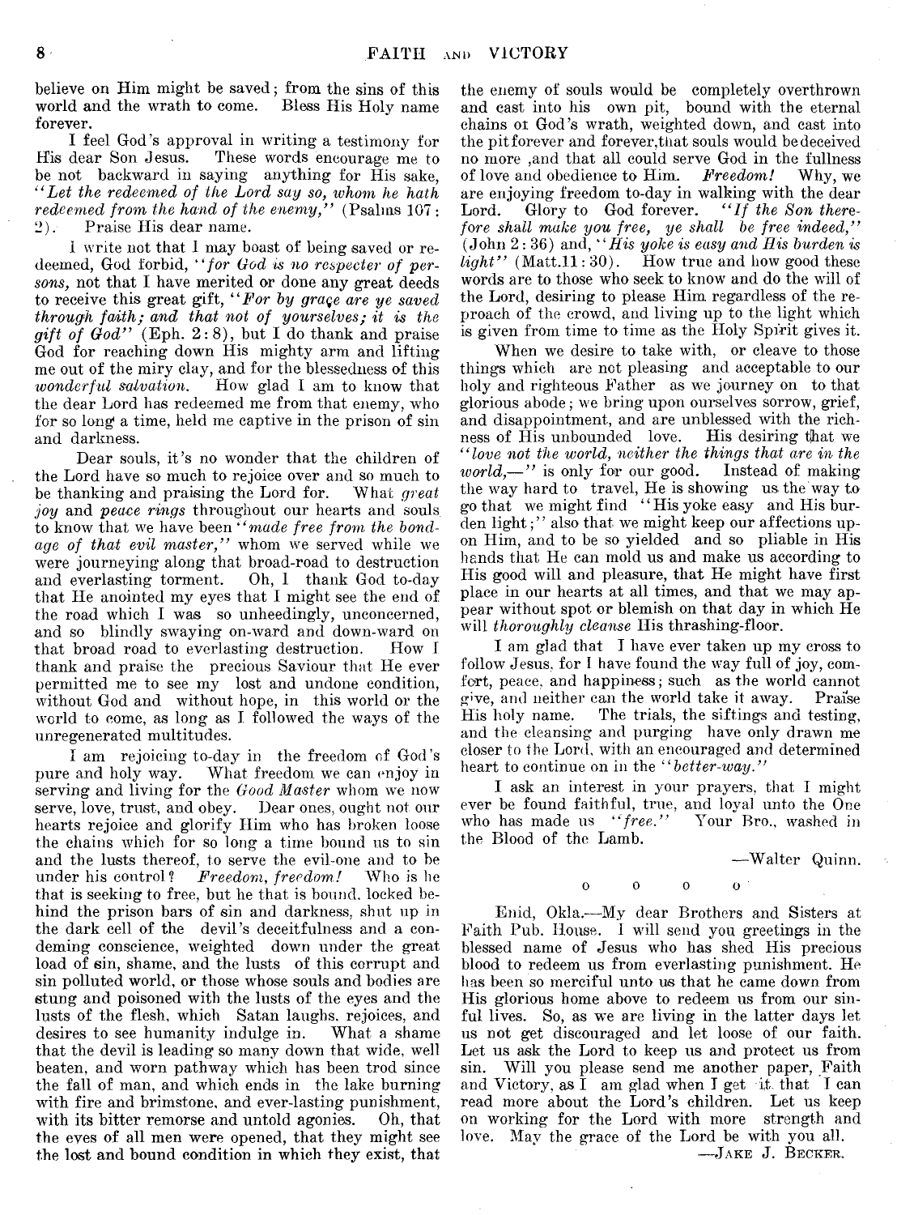believe on Him might be saved; from the sins of this world and the wrath to come. Bless His Holy name forever.

I feel God's approval in writing a testimony for His dear Son Jesus. These words encourage me to be not backward in saying anything for His sake, "*Let the redeemed of the Lord say so, whom he hath redeemed from the hand of the enemy,*" (Psalms 107: 2). Praise His dear name.

I write not that I may boast of being saved or redeemed, God forbid, "*for God is no respecter of persons,* not that I have merited or done any great deeds to receive this great gift, "*For by graçe are ye saved through faith; and that not of yourselves; it is the gift of God*" (Eph. 2:8), but I do thank and praise God for reaching down His mighty arm and lifting me out of the miry clay, and for the blessedness of this *wonderful salvation.* How glad I am to know that the dear Lord has redeemed me from that enemy, who for so long a time, held me captive in the prison of sin and darkness.

Dear souls, it's no wonder that the children of the Lord have so much to rejoice over and so much to be thanking and praising the Lord for. What *great joy* and *peace rings* throughout our hearts and souls to know that we have been "*made free from the bondage of that evil master,*" whom we served while we were journeying along that broad-road to destruction and everlasting torment. Oh, I thank God to-day that He anointed my eyes that I might see the end of the road which I was so unheedingly, unconcerned, and so blindly swaying on-ward and down-ward on that broad road to everlasting destruction. How I thank and praise the precious Saviour that He ever permitted me to see my lost and undone condition, without God and without hope, in this world or the world to come, as long as I followed the ways of the unregenerated multitudes.

I am rejoicing to-day in the freedom of God's pure and holy way. What freedom we can enjoy in serving and living for the *Good Master* whom we now serve, love, trust, and obey. Dear ones, ought not our hearts rejoice and glorify Him who has broken loose the chains which for so long a time bound us to sin and the lusts thereof, to serve the evil-one and to be under his control? *Freedom, freedom!* Who is he that is seeking to free, but he that is bound, locked behind the prison bars of sin and darkness, shut up in the dark cell of the devil's deceitfulness and a condeming conscience, weighted down under the great load of sin, shame, and the lusts of this corrupt and sin polluted world, or those whose souls and bodies are stung and poisoned with the lusts of the eyes and the lusts of the flesh, which Satan laughs, rejoices, and desires to see humanity indulge in. What a shame that the devil is leading so many down that wide, well beaten, and worn pathway which has been trod since the fall of man, and which ends in the lake burning with fire and brimstone, and ever-lasting punishment, with its bitter remorse and untold agonies. Oh, that the eyes of all men were opened, that they might see the lost and bound condition in which they exist, that the enemy of souls would be completely overthrown and cast into his own pit, bound with the eternal chains of God's wrath, weighted down, and cast into the pit forever and forever, that souls would be deceived no more, and that all could serve God in the fullness of love and obedience to Him. *Freedom!* Why, we are enjoying freedom to-day in walking with the dear Lord. Glory to God forever. "*If the Son therefore shall make you free, ye shall be free indeed,*" (John 2:36) and, "*His yoke is easy and His burden is light*" (Matt.11:30). How true and how good these words are to those who seek to know and do the will of the Lord, desiring to please Him regardless of the reproach of the crowd, and living up to the light which is given from time to time as the Holy Spirit gives it.

When we desire to take with, or cleave to those things which are not pleasing and acceptable to our holy and righteous Father as we journey on to that glorious abode; we bring upon ourselves sorrow, grief, and disappointment, and are unblessed with the richness of His unbounded love. His desiring that we "*love not the world, neither the things that are in the world,—*" is only for our good. Instead of making the way hard to travel, He is showing us the way to go that we might find "His yoke easy and His burden light;" also that we might keep our affections upon Him, and to be so yielded and so pliable in His hands that He can mold us and make us according to His good will and pleasure, that He might have first place in our hearts at all times, and that we may appear without spot or blemish on that day in which He will *thoroughly cleanse* His thrashing-floor.

I am glad that I have ever taken up my cross to follow Jesus, for I have found the way full of joy, comfort, peace, and happiness; such as the world cannot give, and neither can the world take it away. Praise His holy name. The trials, the siftings and testing, and the cleansing and purging have only drawn me closer to the Lord, with an encouraged and determined heart to continue on in the "*better-way.*"

I ask an interest in your prayers, that I might ever be found faithful, true, and loyal unto the One who has made us "*free.*" Your Bro., washed in the Blood of the Lamb.

—Walter Quinn.

o o o o

Enid, Okla.—My dear Brothers and Sisters at Faith Pub. House. I will send you greetings in the blessed name of Jesus who has shed His precious blood to redeem us from everlasting punishment. He has been so merciful unto us that he came down from His glorious home above to redeem us from our sinful lives. So, as we are living in the latter days let us not get discouraged and let loose of our faith. Let us ask the Lord to keep us and protect us from sin. Will you please send me another paper, Faith and Victory, as I am glad when I get it that I can read more about the Lord's children. Let us keep on working for the Lord with more strength and love. May the grace of the Lord be with you all.

—Jake J. Becker.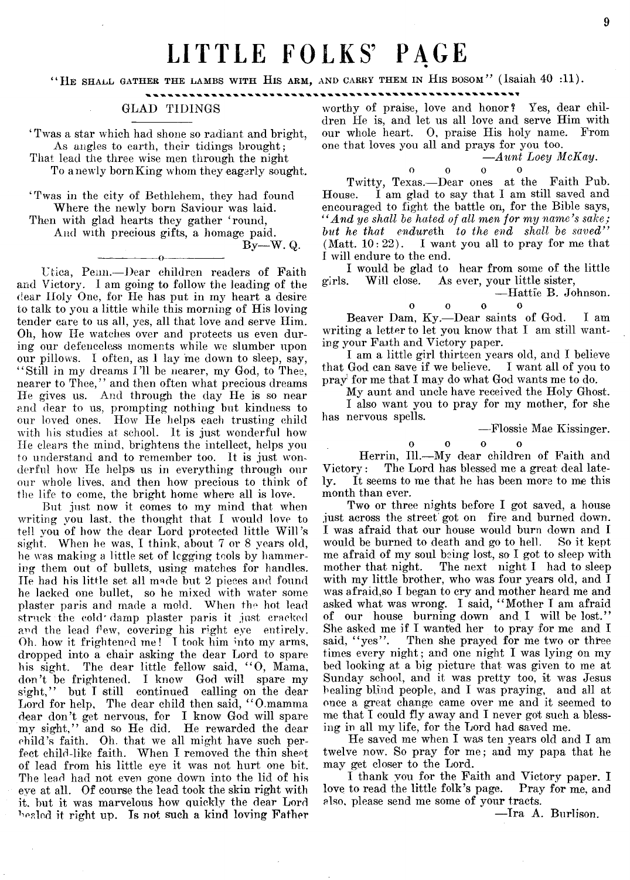# LITTLE FOLKS' PAGE

"HE SHALL GATHER THE LAMBS WITH HIS ARM, AND CARRY THEM IN HIS BOSOM" (Isaiah 40 :11).

## GLAD TIDINGS

'Twas a star which had shone so radiant and bright,
As angles to earth, their tidings brought;
That lead the three wise men through the night
To a newly born King whom they eagerly sought.

'Twas in the city of Bethlehem, they had found
Where the newly born Saviour was laid.
Then with glad hearts they gather 'round,
And with precious gifts, a homage paid.

By—W. Q.

---

Utica, Penn.—Dear children readers of Faith and Victory. I am going to follow the leading of the dear Holy One, for He has put in my heart a desire to talk to you a little while this morning of His loving tender care to us all, yes, all that love and serve Him. Oh, how He watches over and protects us even during our defenceless moments while we slumber upon our pillows. I often, as I lay me down to sleep, say, "Still in my dreams I'll be nearer, my God, to Thee, nearer to Thee," and then often what precious dreams He gives us. And through the day He is so near and dear to us, prompting nothing but kindness to our loved ones. How He helps each trusting child with his studies at school. It is just wonderful how He clears the mind, brightens the intellect, helps you to understand and to remember too. It is just wonderful how He helps us in everything through our our whole lives, and then how precious to think of the life to come, the bright home where all is love.

But just now it comes to my mind that when writing you last, the thought that I would love to tell you of how the dear Lord protected little Will's sight. When he was, I think, about 7 or 8 years old, he was making a little set of logging tools by hammering them out of bullets, using matches for handles. He had his little set all made but 2 pieces and found he lacked one bullet, so he mixed with water some plaster paris and made a mold. When the hot lead struck the cold damp plaster paris it just cracked and the lead flew, covering his right eye entirely. Oh, how it frightened me! I took him into my arms, dropped into a chair asking the dear Lord to spare his sight. The dear little fellow said, "O, Mama, don't be frightened. I know God will spare my sight," but I still continued calling on the dear Lord for help. The dear child then said, "O mamma dear don't get nervous, for I know God will spare my sight," and so He did. He rewarded the dear child's faith. Oh, that we all might have such perfect child-like faith. When I removed the thin sheet of lead from his little eye it was not hurt one bit. The lead had not even gone down into the lid of his eye at all. Of course the lead took the skin right with it, but it was marvelous how quickly the dear Lord healed it right up. Is not such a kind loving Father worthy of praise, love and honor? Yes, dear children He is, and let us all love and serve Him with our whole heart. O, praise His holy name. From one that loves you all and prays for you too.

—*Aunt Loey McKay.*

o o o o

Twitty, Texas.—Dear ones at the Faith Pub. House. I am glad to say that I am still saved and encouraged to fight the battle on, for the Bible says, *"And ye shall be hated of all men for my name's sake; but he that endureth to the end shall be saved"* (Matt. 10 : 22). I want you all to pray for me that I will endure to the end.

I would be glad to hear from some of the little girls. Will close. As ever, your little sister,

—Hattie B. Johnson.

o o o o

Beaver Dam, Ky.—Dear saints of God. I am writing a letter to let you know that I am still wanting your Faith and Victory paper.

I am a little girl thirteen years old, and I believe that God can save if we believe. I want all of you to pray for me that I may do what God wants me to do.

My aunt and uncle have received the Holy Ghost.

I also want you to pray for my mother, for she has nervous spells.

—Flossie Mae Kissinger.

o o o o

Herrin, Ill.—My dear children of Faith and Victory: The Lord has blessed me a great deal lately. It seems to me that he has been more to me this month than ever.

Two or three nights before I got saved, a house just across the street got on fire and burned down. I was afraid that our house would burn down and I would be burned to death and go to hell. So it kept me afraid of my soul being lost, so I got to sleep with mother that night. The next night I had to sleep with my little brother, who was four years old, and I was afraid, so I began to cry and mother heard me and asked what was wrong. I said, "Mother I am afraid of our house burning down and I will be lost." She asked me if I wanted her to pray for me and I said, "yes". Then she prayed for me two or three times every night; and one night I was lying on my bed looking at a big picture that was given to me at Sunday school, and it was pretty too, it was Jesus healing blind people, and I was praying, and all at once a great change came over me and it seemed to me that I could fly away and I never got such a blessing in all my life, for the Lord had saved me.

He saved me when I was ten years old and I am twelve now. So pray for me; and my papa that he may get closer to the Lord.

I thank you for the Faith and Victory paper. I love to read the little folk's page. Pray for me, and also, please send me some of your tracts.

—Ira A. Burlison.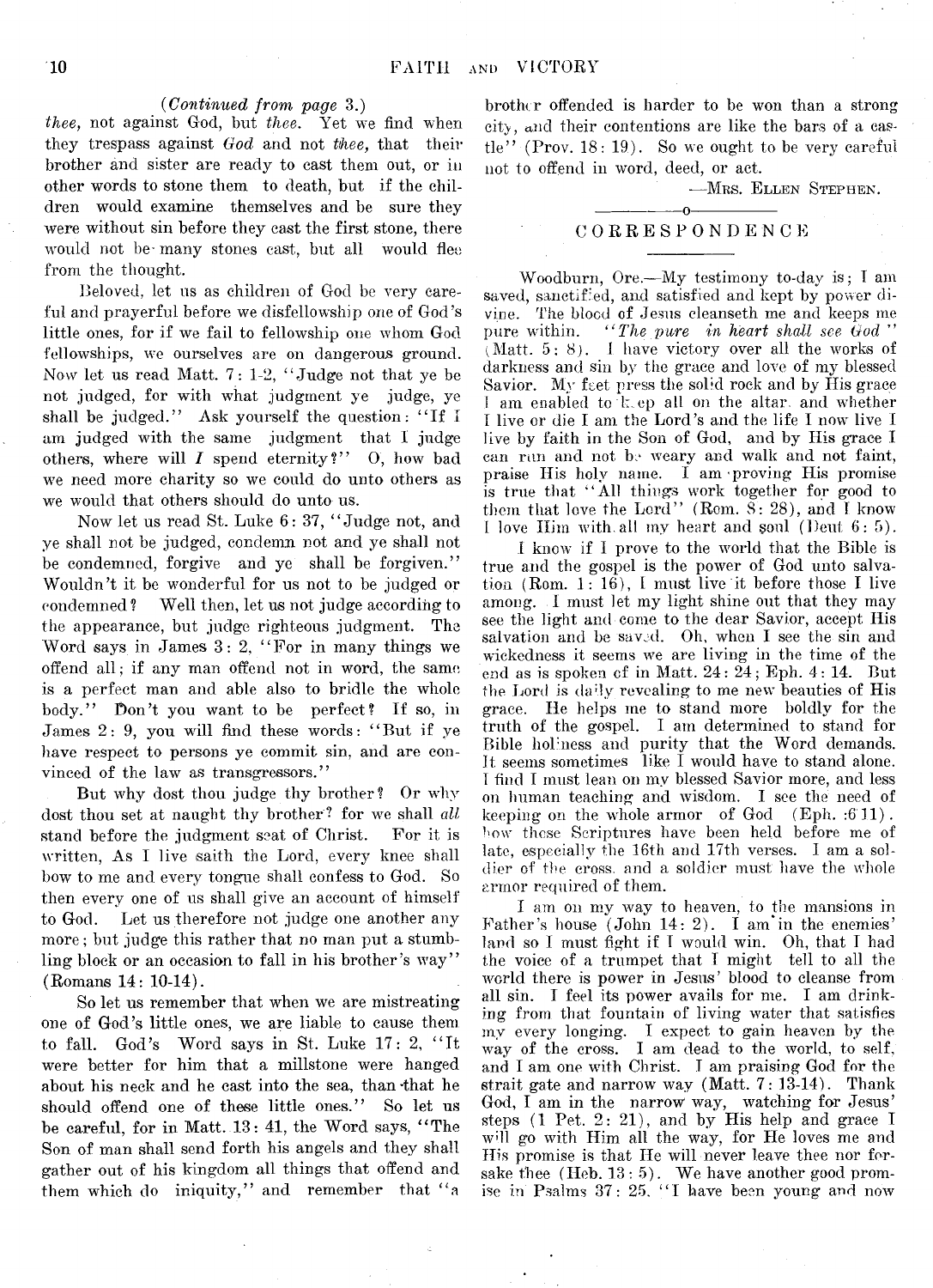(*Continued from page* 3.)

*thee,* not against God, but *thee.* Yet we find when they trespass against *God* and not *thee,* that their brother and sister are ready to cast them out, or in other words to stone them to death, but if the children would examine themselves and be sure they were without sin before they cast the first stone, there would not be many stones cast, but all would flee from the thought.

Beloved, let us as children of God be very careful and prayerful before we disfellowship one of God's little ones, for if we fail to fellowship one whom God fellowships, we ourselves are on dangerous ground. Now let us read Matt. 7: 1-2, "Judge not that ye be not judged, for with what judgment ye judge, ye shall be judged." Ask yourself the question: "If I am judged with the same judgment that I judge others, where will *I* spend eternity?" O, how bad we need more charity so we could do unto others as we would that others should do unto us.

Now let us read St. Luke 6: 37, "Judge not, and ye shall not be judged, condemn not and ye shall not be condemned, forgive and ye shall be forgiven." Wouldn't it be wonderful for us not to be judged or condemned? Well then, let us not judge according to the appearance, but judge righteous judgment. The Word says in James 3: 2, "For in many things we offend all; if any man offend not in word, the same is a perfect man and able also to bridle the whole body." Don't you want to be perfect? If so, in James 2: 9, you will find these words: "But if ye have respect to persons ye commit sin, and are convinced of the law as transgressors."

But why dost thou judge thy brother? Or why dost thou set at naught thy brother? for we shall *all* stand before the judgment seat of Christ. For it is written, As I live saith the Lord, every knee shall bow to me and every tongue shall confess to God. So then every one of us shall give an account of himself to God. Let us therefore not judge one another any more; but judge this rather that no man put a stumbling block or an occasion to fall in his brother's way" (Romans 14: 10-14).

So let us remember that when we are mistreating one of God's little ones, we are liable to cause them to fall. God's Word says in St. Luke 17: 2, "It were better for him that a millstone were hanged about his neck and he cast into the sea, than that he should offend one of these little ones." So let us be careful, for in Matt. 13: 41, the Word says, "The Son of man shall send forth his angels and they shall gather out of his kingdom all things that offend and them which do iniquity," and remember that "a brother offended is harder to be won than a strong city, and their contentions are like the bars of a castle" (Prov. 18: 19). So we ought to be very careful not to offend in word, deed, or act.

—MRS. ELLEN STEPHEN.

## CORRESPONDENCE

Woodburn, Ore.—My testimony to-day is; I am saved, sanctified, and satisfied and kept by power divine. The blood of Jesus cleanseth me and keeps me pure within. *"The pure in heart shall see God"* (Matt. 5: 8). I have victory over all the works of darkness and sin by the grace and love of my blessed Savior. My feet press the solid rock and by His grace I am enabled to keep all on the altar and whether I live or die I am the Lord's and the life I now live I live by faith in the Son of God, and by His grace I can run and not be weary and walk and not faint, praise His holy name. I am proving His promise is true that "All things work together for good to them that love the Lord" (Rom. 8: 28), and I know I love Him with all my heart and soul (Deut 6: 5).

I know if I prove to the world that the Bible is true and the gospel is the power of God unto salvation (Rom. 1: 16), I must live it before those I live among. I must let my light shine out that they may see the light and come to the dear Savior, accept His salvation and be saved. Oh, when I see the sin and wickedness it seems we are living in the time of the end as is spoken of in Matt. 24: 24; Eph. 4: 14. But the Lord is daily revealing to me new beauties of His grace. He helps me to stand more boldly for the truth of the gospel. I am determined to stand for Bible holiness and purity that the Word demands. It seems sometimes like I would have to stand alone. I find I must lean on my blessed Savior more, and less on human teaching and wisdom. I see the need of keeping on the whole armor of God (Eph. :6 11). How these Scriptures have been held before me of late, especially the 16th and 17th verses. I am a soldier of the cross, and a soldier must have the whole armor required of them.

I am on my way to heaven, to the mansions in Father's house (John 14: 2). I am in the enemies' land so I must fight if I would win. Oh, that I had the voice of a trumpet that I might tell to all the world there is power in Jesus' blood to cleanse from all sin. I feel its power avails for me. I am drinking from that fountain of living water that satisfies my every longing. I expect to gain heaven by the way of the cross. I am dead to the world, to self, and I am one with Christ. I am praising God for the strait gate and narrow way (Matt. 7: 13-14). Thank God, I am in the narrow way, watching for Jesus' steps (1 Pet. 2: 21), and by His help and grace I will go with Him all the way, for He loves me and His promise is that He will never leave thee nor forsake thee (Heb. 13: 5). We have another good promise in Psalms 37: 25, "I have been young and now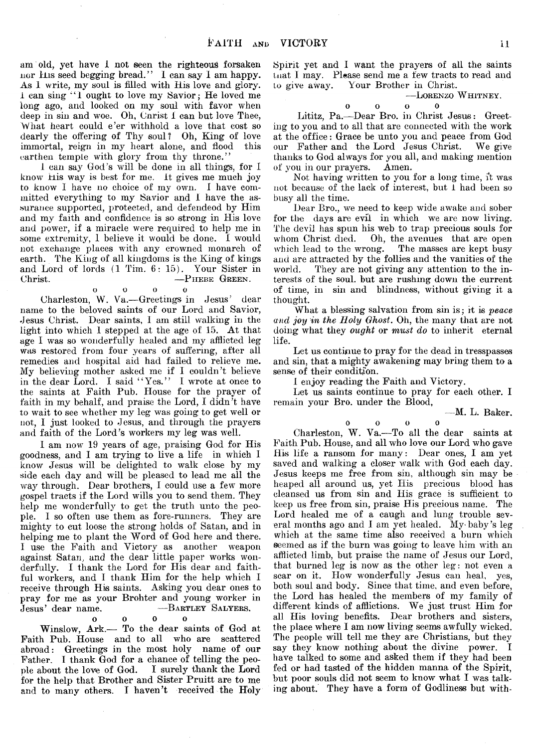am old, yet have I not seen the righteous forsaken nor His seed begging bread." I can say I am happy. As I write, my soul is filled with His love and glory. I can sing "I ought to love my Savior; He loved me long ago, and looked on my soul with favor when deep in sin and woe. Oh, Christ I can but love Thee, What heart could e'er withhold a love that cost so dearly the offering of Thy soul? Oh, King of love immortal, reign in my heart alone, and flood this earthen temple with glory from thy throne."

I can say God's will be done in all things, for I know His way is best for me. It gives me much joy to know I have no choice of my own. I have committed everything to my Savior and I have the assurance supported, protected, and defendeod by Him and my faith and confidence is so strong in His love and power, if a miracle were required to help me in some extremity, I believe it would be done. I would not exchange places with any crowned monarch of earth. The King of all kingdoms is the King of kings and Lord of lords (1 Tim. 6: 15). Your Sister in Christ. —PHEBE GREEN.

o o o o

Charleston, W. Va.—Greetings in Jesus' dear name to the beloved saints of our Lord and Savior, Jesus Christ. Dear saints, I am still walking in the light into which I stepped at the age of 15. At that age I was so wonderfully healed and my afflicted leg was restored from four years of suffering, after all remedies and hospital aid had failed to relieve me. My believing mother asked me if I couldn't believe in the dear Lord. I said "Yes." I wrote at once to the saints at Faith Pub. House for the prayer of faith in my behalf, and praise the Lord, I didn't have to wait to see whether my leg was going to get well or not, I just looked to Jesus, and through the prayers and faith of the Lord's workers my leg was well.

I am now 19 years of age, praising God for His goodness, and I am trying to live a life in which I know Jesus will be delighted to walk close by my side each day and will be pleased to lead me all the way through. Dear brothers, I could use a few more gospel tracts if the Lord wills you to send them. They help me wonderfully to get the truth unto the people. I so often use them as fore-runners. They are mighty to cut loose the strong holds of Satan, and in helping me to plant the Word of God here and there. I use the Faith and Victory as another weapon against Satan, and the dear little paper works wonderfully. I thank the Lord for His dear and faithful workers, and I thank Him for the help which I receive through His saints. Asking you dear ones to pray for me as your Brohter and young worker in Jesus' dear name. —BARTLEY SALYERS.

o o o o

Winslow, Ark.— To the dear saints of God at Faith Pub. House and to all who are scattered abroad: Greetings in the most holy name of our Father. I thank God for a chance of telling the people about the love of God. I surely thank the Lord for the help that Brother and Sister Pruitt are to me and to many others. I haven't received the Holy Spirit yet and I want the prayers of all the saints that I may. Please send me a few tracts to read and to give away. Your Brother in Christ.

—LORENZO WHITNEY.

o o o o

Lititz, Pa.—Dear Bro. in Christ Jesus: Greeting to you and to all that are connected with the work at the office: Grace be unto you and peace from God our Father and the Lord Jesus Christ. We give thanks to God always for you all, and making mention of you in our prayers. Amen.

Not having written to you for a long time, it was not because of the lack of interest, but I had been so busy all the time.

Dear Bro., we need to keep wide awake and sober for the days are evil in which we are now living. The devil has spun his web to trap precious souls for whom Christ died. Oh, the avenues that are open which lead to the wrong. The masses are kept busy and are attracted by the follies and the vanities of the world. They are not giving any attention to the interests of the soul, but are rushing down the current of time, in sin and blindness, without giving it a thought.

What a blessing salvation from sin is; it is *peace and joy in the Holy Ghost.* Oh, the many that are not doing what they *ought* or *must do* to inherit eternal life.

Let us continue to pray for the dead in tresspasses and sin, that a mighty awakening may bring them to a sense of their condition.

I enjoy reading the Faith and Victory.

Let us saints continue to pray for each other. I remain your Bro. under the Blood,

—M. L. Baker.

o o o o

Charleston, W. Va.—To all the dear saints at Faith Pub. House, and all who love our Lord who gave His life a ransom for many: Dear ones, I am yet saved and walking a closer walk with God each day. Jesus keeps me free from sin, although sin may be heaped all around us, yet His precious blood has cleansed us from sin and His grace is sufficient to keep us free from sin, praise His precious name. The Lord healed me of a caugh and lung trouble several months ago and I am yet healed. My baby's leg which at the same time also received a burn which seemed as if the burn was going to leave him with an afflicted limb, but praise the name of Jesus our Lord, that burned leg is now as the other leg: not even a scar on it. How wonderfully Jesus can heal, yes, both soul and body. Since that time, and even before, the Lord has healed the members of my family of different kinds of afflictions. We just trust Him for all His loving benefits. Dear brothers and sisters, the place where I am now living seems awfully wicked. The people will tell me they are Christians, but they say they know nothing about the divine power. I have talked to some and asked them if they had been fed or had tasted of the hidden manna of the Spirit, but poor souls did not seem to know what I was talking about. They have a form of Godliness but with-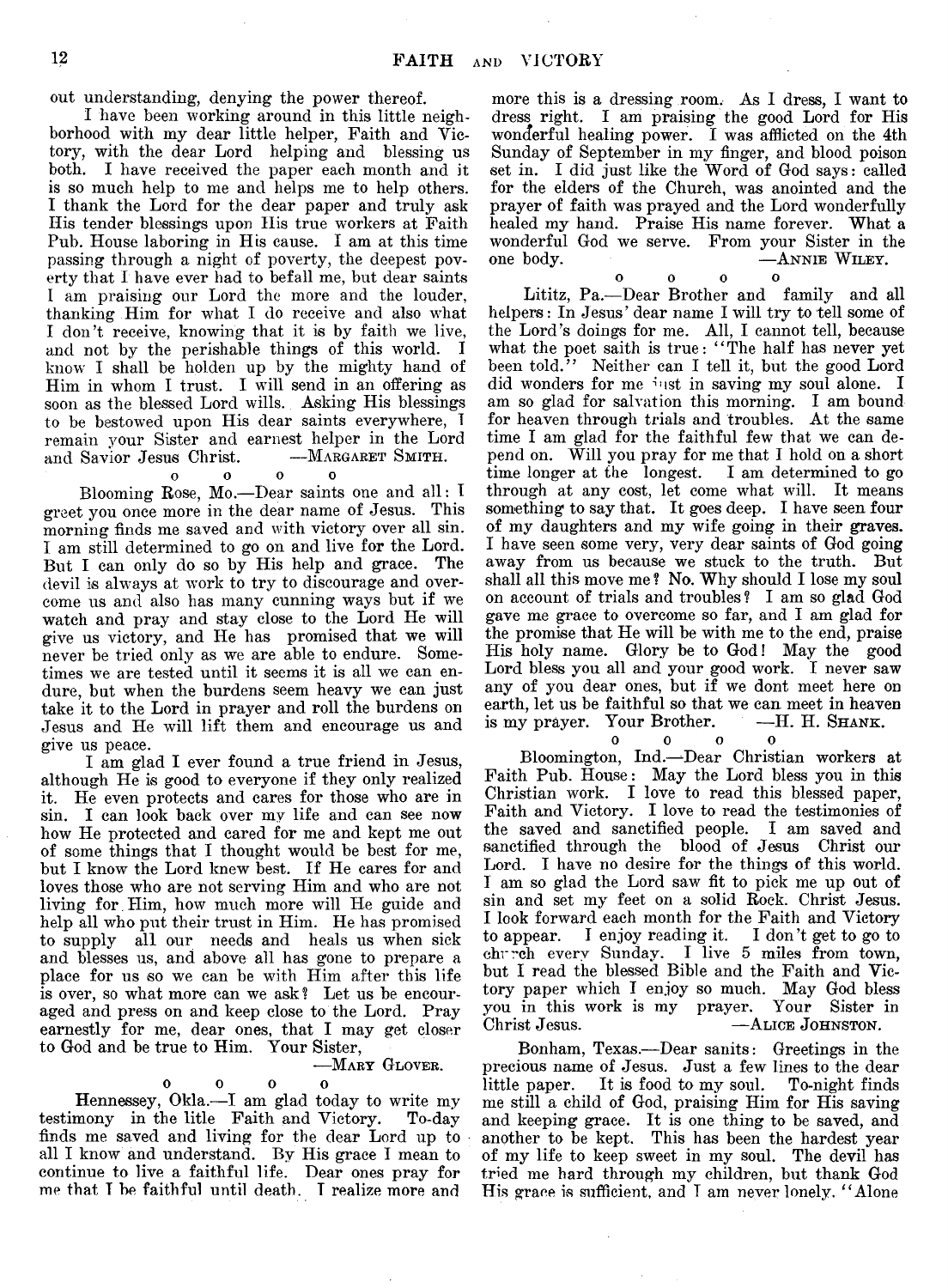out understanding, denying the power thereof.

I have been working around in this little neighborhood with my dear little helper, Faith and Victory, with the dear Lord helping and blessing us both. I have received the paper each month and it is so much help to me and helps me to help others. I thank the Lord for the dear paper and truly ask His tender blessings upon His true workers at Faith Pub. House laboring in His cause. I am at this time passing through a night of poverty, the deepest poverty that I have ever had to befall me, but dear saints I am praising our Lord the more and the louder, thanking Him for what I do receive and also what I don't receive, knowing that it is by faith we live, and not by the perishable things of this world. I know I shall be holden up by the mighty hand of Him in whom I trust. I will send in an offering as soon as the blessed Lord wills. Asking His blessings to be bestowed upon His dear saints everywhere, I remain your Sister and earnest helper in the Lord and Savior Jesus Christ. —MARGARET SMITH.

o o o o

Blooming Rose, Mo.—Dear saints one and all: I greet you once more in the dear name of Jesus. This morning finds me saved and with victory over all sin. I am still determined to go on and live for the Lord. But I can only do so by His help and grace. The devil is always at work to try to discourage and overcome us and also has many cunning ways but if we watch and pray and stay close to the Lord He will give us victory, and He has promised that we will never be tried only as we are able to endure. Sometimes we are tested until it seems it is all we can endure, but when the burdens seem heavy we can just take it to the Lord in prayer and roll the burdens on Jesus and He will lift them and encourage us and give us peace.

I am glad I ever found a true friend in Jesus, although He is good to everyone if they only realized it. He even protects and cares for those who are in sin. I can look back over my life and can see now how He protected and cared for me and kept me out of some things that I thought would be best for me, but I know the Lord knew best. If He cares for and loves those who are not serving Him and who are not living for Him, how much more will He guide and help all who put their trust in Him. He has promised to supply all our needs and heals us when sick and blesses us, and above all has gone to prepare a place for us so we can be with Him after this life is over, so what more can we ask? Let us be encouraged and press on and keep close to the Lord. Pray earnestly for me, dear ones, that I may get closer to God and be true to Him. Your Sister,

—MARY GLOVER.

o o o o

Hennessey, Okla.—I am glad today to write my testimony in the litle Faith and Victory. To-day finds me saved and living for the dear Lord up to all I know and understand. By His grace I mean to continue to live a faithful life. Dear ones pray for me that I be faithful until death. I realize more and more this is a dressing room. As I dress, I want to dress right. I am praising the good Lord for His wonderful healing power. I was afflicted on the 4th Sunday of September in my finger, and blood poison set in. I did just like the Word of God says: called for the elders of the Church, was anointed and the prayer of faith was prayed and the Lord wonderfully healed my hand. Praise His name forever. What a wonderful God we serve. From your Sister in the one body. —ANNIE WILEY.

o o o o

Lititz, Pa.—Dear Brother and family and all helpers: In Jesus' dear name I will try to tell some of the Lord's doings for me. All, I cannot tell, because what the poet saith is true: "The half has never yet been told." Neither can I tell it, but the good Lord did wonders for me just in saving my soul alone. I am so glad for salvation this morning. I am bound for heaven through trials and troubles. At the same time I am glad for the faithful few that we can depend on. Will you pray for me that I hold on a short time longer at the longest. I am determined to go through at any cost, let come what will. It means something to say that. It goes deep. I have seen four of my daughters and my wife going in their graves. I have seen some very, very dear saints of God going away from us because we stuck to the truth. But shall all this move me? No. Why should I lose my soul on account of trials and troubles? I am so glad God gave me grace to overcome so far, and I am glad for the promise that He will be with me to the end, praise His holy name. Glory be to God! May the good Lord bless you all and your good work. I never saw any of you dear ones, but if we dont meet here on earth, let us be faithful so that we can meet in heaven is my prayer. Your Brother. —H. H. SHANK.

o o o o

Bloomington, Ind.—Dear Christian workers at Faith Pub. House: May the Lord bless you in this Christian work. I love to read this blessed paper, Faith and Victory. I love to read the testimonies of the saved and sanctified people. I am saved and sanctified through the blood of Jesus Christ our Lord. I have no desire for the things of this world. I am so glad the Lord saw fit to pick me up out of sin and set my feet on a solid Rock. Christ Jesus. I look forward each month for the Faith and Victory to appear. I enjoy reading it. I don't get to go to church every Sunday. I live 5 miles from town, but I read the blessed Bible and the Faith and Victory paper which I enjoy so much. May God bless you in this work is my prayer. Your Sister in Christ Jesus. —ALICE JOHNSTON.

Bonham, Texas.—Dear sanits: Greetings in the precious name of Jesus. Just a few lines to the dear little paper. It is food to my soul. To-night finds me still a child of God, praising Him for His saving and keeping grace. It is one thing to be saved, and another to be kept. This has been the hardest year of my life to keep sweet in my soul. The devil has tried me hard through my children, but thank God His grace is sufficient, and I am never lonely. "Alone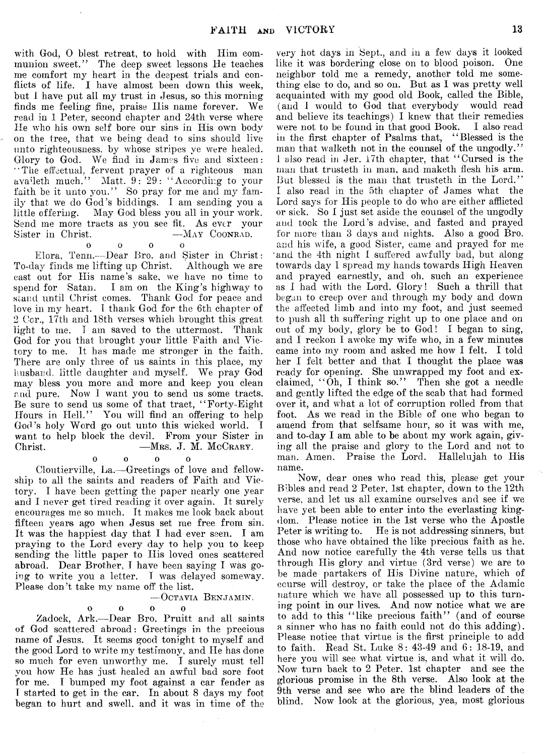with God, O blest retreat, to hold with Him communion sweet." The deep sweet lessons He teaches me comfort my heart in the deepest trials and conflicts of life. I have almost been down this week, but I have put all my trust in Jesus, so this morning finds me feeling fine, praise His name forever. We read in 1 Peter, second chapter and 24th verse where He who his own self bore our sins in His own body on the tree, that we being dead to sins should live unto righteousness, by whose stripes ye were healed. Glory to God. We find in James five and sixteen: "The effectual, fervent prayer of a righteous man availeth much." Matt. 9: 29: "According to your faith be it unto you." So pray for me and my family that we do God's biddings. I am sending you a little offering. May God bless you all in your work. Send me more tracts as you see fit. As ever your Sister in Christ. —MAY COONRAD.

o o o o

Elora, Tenn.—Dear Bro. and Sister in Christ: To-day finds me lifting up Christ. Although we are cast out for His name's sake, we have no time to spend for Satan. I am on the King's highway to stand until Christ comes. Thank God for peace and love in my heart. I thank God for the 6th chapter of 2 Cor., 17th and 18th verses which brought this great light to me. I am saved to the uttermost. Thank God for you that brought your little Faith and Victory to me. It has made me stronger in the faith. There are only three of us saints in this place, my husband, little daughter and myself. We pray God may bless you more and more and keep you clean and pure. Now I want you to send us some tracts. Be sure to send us some of that tract, "Forty-Eight Hours in Hell." You will find an offering to help God's holy Word go out unto this wicked world. I want to help block the devil. From your Sister in Christ. —MRS. J. M. MCCRARY.

o o o o

Cloutierville, La.—Greetings of love and fellowship to all the saints and readers of Faith and Victory. I have been getting the paper nearly one year and I never get tired reading it over again. It surely encourages me so much. It makes me look back about fifteen years ago when Jesus set me free from sin. It was the happiest day that I had ever seen. I am praying to the Lord every day to help you to keep sending the little paper to His loved ones scattered abroad. Dear Brother, I have been saying I was going to write you a letter. I was delayed someway. Please don't take my name off the list.

—OCTAVIA BENJAMIN.

o o o o

Zadock, Ark.—Dear Bro. Pruitt and all saints of God scattered abroad: Greetings in the precious name of Jesus. It seems good tonight to myself and the good Lord to write my testimony, and He has done so much for even unworthy me. I surely must tell you how He has just healed an awful bad sore foot for me. I bumped my foot against a car fender as I started to get in the car. In about 8 days my foot began to hurt and swell, and it was in time of the very hot days in Sept., and in a few days it looked like it was bordering close on to blood poison. One neighbor told me a remedy, another told me something else to do, and so on. But as I was pretty well acquainted with my good old Book, called the Bible, (and I would to God that everybody would read and believe its teachings) I knew that their remedies were not to be found in that good Book. I also read in the first chapter of Psalms that, "Blessed is the man that walketh not in the counsel of the ungodly." I also read in Jer. 17th chapter, that "Cursed is the man that trusteth in man, and maketh flesh his arm. But blessed is the man that trusteth in the Lord." I also read in the 5th chapter of James what the Lord says for His people to do who are either afflicted or sick. So I just set aside the counsel of the ungodly and took the Lord's advise, and fasted and prayed for more than 3 days and nights. Also a good Bro. and his wife, a good Sister, came and prayed for me and the 4th night I suffered awfully bad, but along towards day I spread my hands towards High Heaven and prayed earnestly, and oh, such an experience as I had with the Lord. Glory! Such a thrill that began to creep over and through my body and down the affected limb and into my foot, and just seemed to push all th suffering right up to one place and on out of my body, glory be to God! I began to sing, and I reckon I awoke my wife who, in a few minutes came into my room and asked me how I felt. I told her I felt better and that I thought the place was ready for opening. She unwrapped my foot and exclaimed, "Oh, I think so." Then she got a needle and gently lifted the edge of the scab that had formed over it, and what a lot of corruption rolled from that foot. As we read in the Bible of one who began to amend from that selfsame hour, so it was with me, and to-day I am able to be about my work again, giving all the praise and glory to the Lord and not to man. Amen. Praise the Lord. Hallelujah to His name.

Now, dear ones who read this, please get your Bibles and read 2 Peter, 1st chapter, down to the 12th verse, and let us all examine ourselves and see if we have yet been able to enter into the everlasting kingdom. Please notice in the 1st verse who the Apostle Peter is writing to. He is not addressing sinners, but those who have obtained the like precious faith as he. And now notice carefully the 4th verse tells us that through His glory and virtue (3rd verse) we are to be made partakers of His Divine nature, which of course will destroy, or take the place of the Adamic nature which we have all possessed up to this turning point in our lives. And now notice what we are to add to this "like precious faith" (and of course a sinner who has no faith could not do this adding). Please notice that virtue is the first principle to add to faith. Read St. Luke 8: 43-49 and 6: 18-19, and here you will see what virtue is, and what it will do. Now turn back to 2 Peter, 1st chapter and see the glorious promise in the 8th verse. Also look at the 9th verse and see who are the blind leaders of the blind. Now look at the glorious, yea, most glorious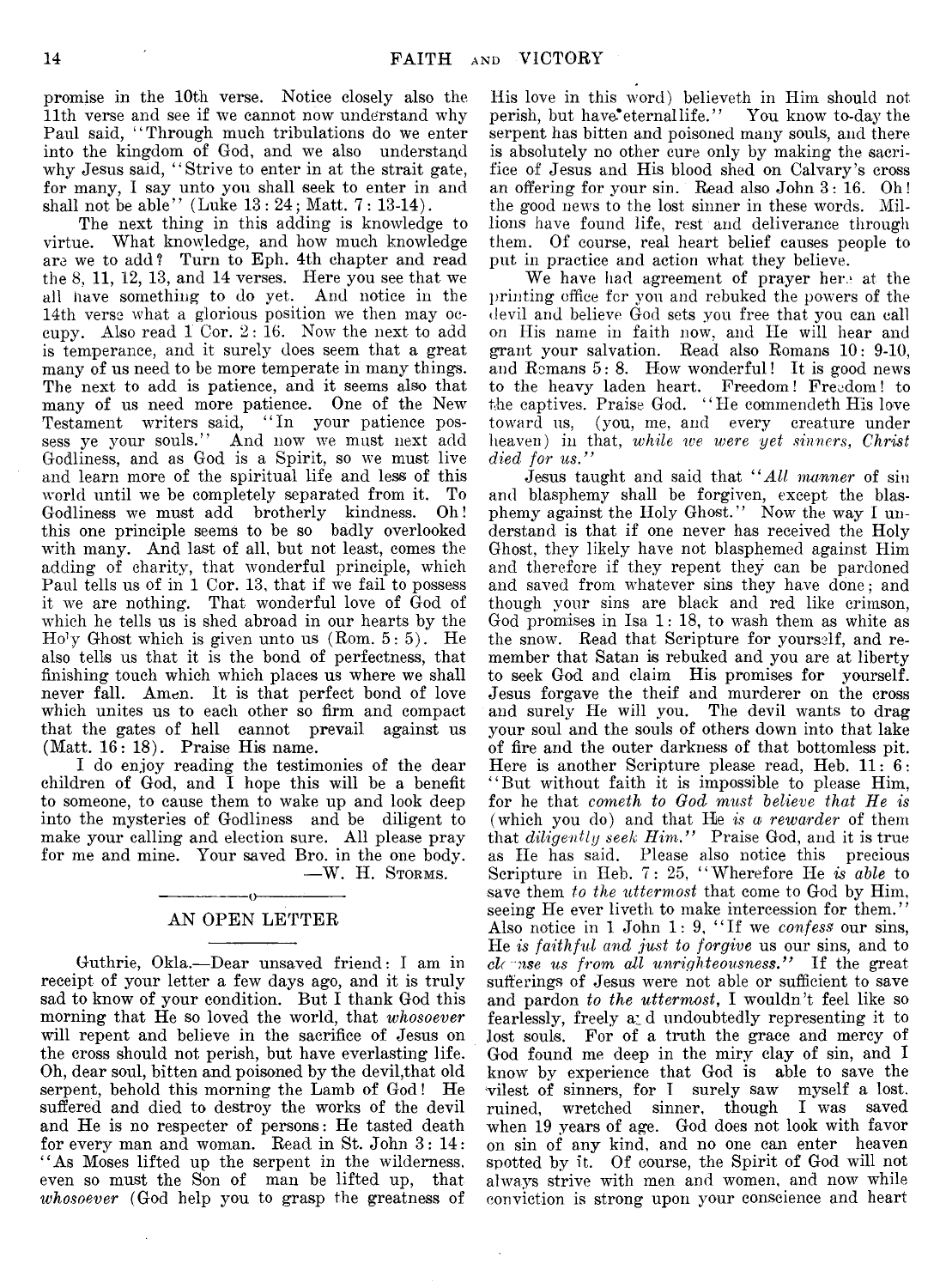promise in the 10th verse. Notice closely also the 11th verse and see if we cannot now understand why Paul said, "Through much tribulations do we enter into the kingdom of God, and we also understand why Jesus said, "Strive to enter in at the strait gate, for many, I say unto you shall seek to enter in and shall not be able" (Luke 13: 24; Matt. 7: 13-14).

The next thing in this adding is knowledge to virtue. What knowledge, and how much knowledge are we to add? Turn to Eph. 4th chapter and read the 8, 11, 12, 13, and 14 verses. Here you see that we all have something to do yet. And notice in the 14th verse what a glorious position we then may occupy. Also read 1 Cor. 2: 16. Now the next to add is temperance, and it surely does seem that a great many of us need to be more temperate in many things. The next to add is patience, and it seems also that many of us need more patience. One of the New Testament writers said, "In your patience possess ye your souls." And now we must next add Godliness, and as God is a Spirit, so we must live and learn more of the spiritual life and less of this world until we be completely separated from it. To Godliness we must add brotherly kindness. Oh! this one principle seems to be so badly overlooked with many. And last of all, but not least, comes the adding of charity, that wonderful principle, which Paul tells us of in 1 Cor. 13, that if we fail to possess it we are nothing. That wonderful love of God of which he tells us is shed abroad in our hearts by the Holy Ghost which is given unto us (Rom. 5: 5). He also tells us that it is the bond of perfectness, that finishing touch which which places us where we shall never fall. Amen. It is that perfect bond of love which unites us to each other so firm and compact that the gates of hell cannot prevail against us (Matt. 16: 18). Praise His name.

I do enjoy reading the testimonies of the dear children of God, and I hope this will be a benefit to someone, to cause them to wake up and look deep into the mysteries of Godliness and be diligent to make your calling and election sure. All please pray for me and mine. Your saved Bro. in the one body.

—W. H. Storms.

## AN OPEN LETTER

Guthrie, Okla.—Dear unsaved friend: I am in receipt of your letter a few days ago, and it is truly sad to know of your condition. But I thank God this morning that He so loved the world, that *whosoever* will repent and believe in the sacrifice of Jesus on the cross should not perish, but have everlasting life. Oh, dear soul, bitten and poisoned by the devil,that old serpent, behold this morning the Lamb of God! He suffered and died to destroy the works of the devil and He is no respecter of persons: He tasted death for every man and woman. Read in St. John 3: 14: "As Moses lifted up the serpent in the wilderness, even so must the Son of man be lifted up, that *whosoever* (God help you to grasp the greatness of His love in this word) believeth in Him should not perish, but have eternal life." You know to-day the serpent has bitten and poisoned many souls, and there is absolutely no other cure only by making the sacrifice of Jesus and His blood shed on Calvary's cross an offering for your sin. Read also John 3: 16. Oh! the good news to the lost sinner in these words. Millions have found life, rest and deliverance through them. Of course, real heart belief causes people to put in practice and action what they believe.

We have had agreement of prayer here at the printing office for you and rebuked the powers of the devil and believe God sets you free that you can call on His name in faith now, and He will hear and grant your salvation. Read also Romans 10: 9-10, and Romans 5: 8. How wonderful! It is good news to the heavy laden heart. Freedom! Freedom! to the captives. Praise God. "He commendeth His love toward us, (you, me, and every creature under heaven) in that, *while we were yet sinners, Christ died for us.*"

Jesus taught and said that "*All manner* of sin and blasphemy shall be forgiven, except the blasphemy against the Holy Ghost." Now the way I understand is that if one never has received the Holy Ghost, they likely have not blasphemed against Him and therefore if they repent they can be pardoned and saved from whatever sins they have done; and though your sins are black and red like crimson, God promises in Isa 1: 18, to wash them as white as the snow. Read that Scripture for yourself, and remember that Satan is rebuked and you are at liberty to seek God and claim His promises for yourself. Jesus forgave the theif and murderer on the cross and surely He will you. The devil wants to drag your soul and the souls of others down into that lake of fire and the outer darkness of that bottomless pit. Here is another Scripture please read, Heb. 11: 6: "But without faith it is impossible to please Him, for he that *cometh to God must believe that He is* (which you do) and that He *is a rewarder* of them that *diligently seek Him.*" Praise God, and it is true as He has said. Please also notice this precious Scripture in Heb. 7: 25, "Wherefore He *is able* to save them *to the uttermost* that come to God by Him, seeing He ever liveth to make intercession for them." Also notice in 1 John 1: 9, "If we *confess* our sins, He *is faithful and just to forgive* us our sins, and to *cleanse us from all unrighteousness.*" If the great sufferings of Jesus were not able or sufficient to save and pardon *to the uttermost*, I wouldn't feel like so fearlessly, freely and undoubtedly representing it to lost souls. For of a truth the grace and mercy of God found me deep in the miry clay of sin, and I know by experience that God is able to save the vilest of sinners, for I surely saw myself a lost, ruined, wretched sinner, though I was saved when 19 years of age. God does not look with favor on sin of any kind, and no one can enter heaven spotted by it. Of course, the Spirit of God will not always strive with men and women, and now while conviction is strong upon your conscience and heart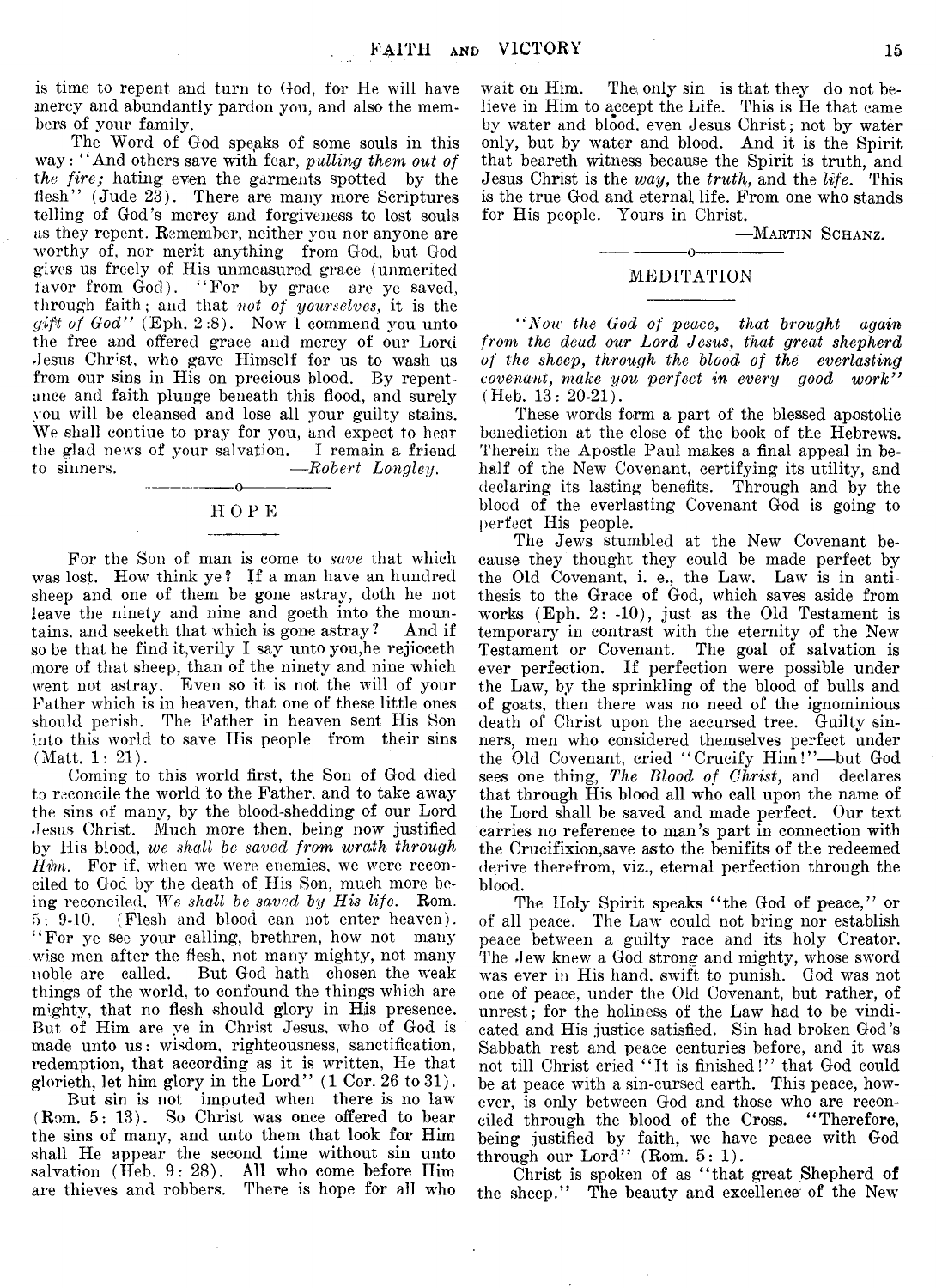is time to repent and turn to God, for He will have mercy and abundantly pardon you, and also the members of your family.

The Word of God speaks of some souls in this way: "And others save with fear, *pulling them out of the fire;* hating even the garments spotted by the flesh" (Jude 23). There are many more Scriptures telling of God's mercy and forgiveness to lost souls as they repent. Remember, neither you nor anyone are worthy of, nor merit anything from God, but God gives us freely of His unmeasured grace (unmerited favor from God). "For by grace are ye saved, through faith; and that *not of yourselves,* it is the *gift of God*" (Eph. 2:8). Now I commend you unto the free and offered grace and mercy of our Lord Jesus Christ, who gave Himself for us to wash us from our sins in His on precious blood. By repentance and faith plunge beneath this flood, and surely you will be cleansed and lose all your guilty stains. We shall contiue to pray for you, and expect to hear the glad news of your salvation. I remain a friend to sinners. —*Robert Longley.*

## HOPE

For the Son of man is come to *save* that which was lost. How think ye? If a man have an hundred sheep and one of them be gone astray, doth he not leave the ninety and nine and goeth into the mountains, and seeketh that which is gone astray? And if so be that he find it,verily I say unto you,he rejioceth more of that sheep, than of the ninety and nine which went not astray. Even so it is not the will of your Father which is in heaven, that one of these little ones should perish. The Father in heaven sent His Son into this world to save His people from their sins (Matt. 1: 21).

Coming to this world first, the Son of God died to reconcile the world to the Father, and to take away the sins of many, by the blood-shedding of our Lord Jesus Christ. Much more then, being now justified by His blood, *we shall be saved from wrath through Him.* For if, when we were enemies, we were reconciled to God by the death of His Son, much more being reconciled, *We shall be saved by His life.*—Rom. 5: 9-10. (Flesh and blood can not enter heaven). "For ye see your calling, brethren, how not many wise men after the flesh, not many mighty, not many noble are called. But God hath chosen the weak things of the world, to confound the things which are mighty, that no flesh should glory in His presence. But of Him are ye in Christ Jesus, who of God is made unto us: wisdom, righteousness, sanctification, redemption, that according as it is written, He that glorieth, let him glory in the Lord" (1 Cor. 26 to 31).

But sin is not imputed when there is no law (Rom. 5: 13). So Christ was once offered to bear the sins of many, and unto them that look for Him shall He appear the second time without sin unto salvation (Heb. 9: 28). All who come before Him are thieves and robbers. There is hope for all who wait on Him. The only sin is that they do not believe in Him to accept the Life. This is He that came by water and blood, even Jesus Christ; not by water only, but by water and blood. And it is the Spirit that beareth witness because the Spirit is truth, and Jesus Christ is the *way,* the *truth,* and the *life.* This is the true God and eternal life. From one who stands for His people. Yours in Christ.

—MARTIN SCHANZ.

## MEDITATION

*"Now the God of peace, that brought again from the dead our Lord Jesus, that great shepherd of the sheep, through the blood of the everlasting covenant, make you perfect in every good work"* (Heb. 13: 20-21).

These words form a part of the blessed apostolic benediction at the close of the book of the Hebrews. Therein the Apostle Paul makes a final appeal in behalf of the New Covenant, certifying its utility, and declaring its lasting benefits. Through and by the blood of the everlasting Covenant God is going to perfect His people.

The Jews stumbled at the New Covenant because they thought they could be made perfect by the Old Covenant, i. e., the Law. Law is in antithesis to the Grace of God, which saves aside from works (Eph. 2: -10), just as the Old Testament is temporary in contrast with the eternity of the New Testament or Covenant. The goal of salvation is ever perfection. If perfection were possible under the Law, by the sprinkling of the blood of bulls and of goats, then there was no need of the ignominious death of Christ upon the accursed tree. Guilty sinners, men who considered themselves perfect under the Old Covenant, cried "Crucify Him!"—but God sees one thing, *The Blood of Christ,* and declares that through His blood all who call upon the name of the Lord shall be saved and made perfect. Our text carries no reference to man's part in connection with the Crucifixion,save asto the benifits of the redeemed derive therefrom, viz., eternal perfection through the blood.

The Holy Spirit speaks "the God of peace," or of all peace. The Law could not bring nor establish peace between a guilty race and its holy Creator. The Jew knew a God strong and mighty, whose sword was ever in His hand, swift to punish. God was not one of peace, under the Old Covenant, but rather, of unrest; for the holiness of the Law had to be vindicated and His justice satisfied. Sin had broken God's Sabbath rest and peace centuries before, and it was not till Christ cried "It is finished!" that God could be at peace with a sin-cursed earth. This peace, however, is only between God and those who are reconciled through the blood of the Cross. "Therefore, being justified by faith, we have peace with God through our Lord" (Rom. 5: 1).

Christ is spoken of as "that great Shepherd of the sheep." The beauty and excellence of the New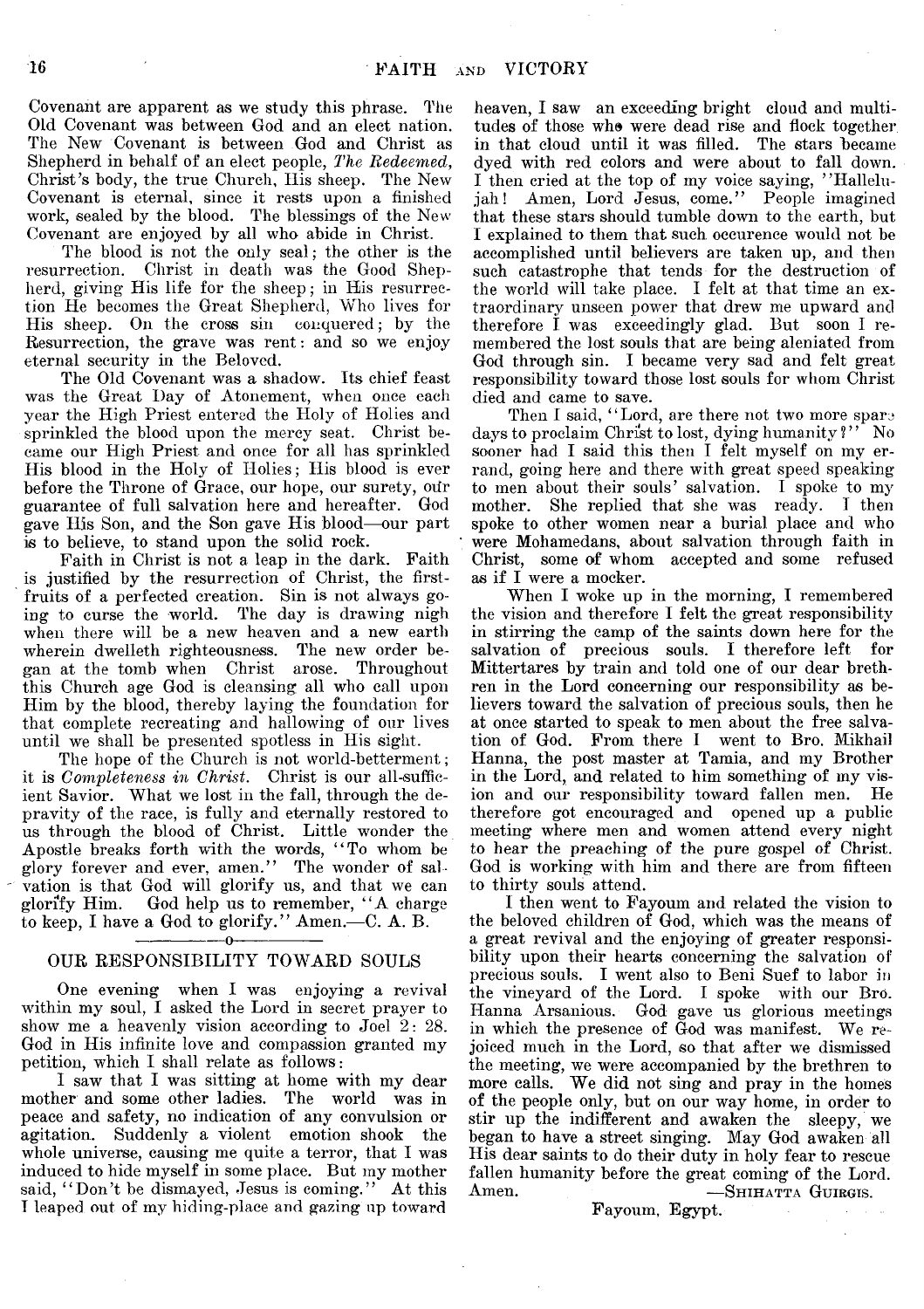Covenant are apparent as we study this phrase. The Old Covenant was between God and an elect nation. The New Covenant is between God and Christ as Shepherd in behalf of an elect people, *The Redeemed*, Christ's body, the true Church, His sheep. The New Covenant is eternal, since it rests upon a finished work, sealed by the blood. The blessings of the New Covenant are enjoyed by all who abide in Christ.

The blood is not the only seal; the other is the resurrection. Christ in death was the Good Shepherd, giving His life for the sheep; in His resurrection He becomes the Great Shepherd, Who lives for His sheep. On the cross sin conquered; by the Resurrection, the grave was rent: and so we enjoy eternal security in the Beloved.

The Old Covenant was a shadow. Its chief feast was the Great Day of Atonement, when once each year the High Priest entered the Holy of Holies and sprinkled the blood upon the mercy seat. Christ became our High Priest and once for all has sprinkled His blood in the Holy of Holies; His blood is ever before the Throne of Grace, our hope, our surety, our guarantee of full salvation here and hereafter. God gave His Son, and the Son gave His blood—our part is to believe, to stand upon the solid rock.

Faith in Christ is not a leap in the dark. Faith is justified by the resurrection of Christ, the first-fruits of a perfected creation. Sin is not always going to curse the world. The day is drawing nigh when there will be a new heaven and a new earth wherein dwelleth righteousness. The new order began at the tomb when Christ arose. Throughout this Church age God is cleansing all who call upon Him by the blood, thereby laying the foundation for that complete recreating and hallowing of our lives until we shall be presented spotless in His sight.

The hope of the Church is not world-betterment; it is *Completeness in Christ*. Christ is our all-sufficient Savior. What we lost in the fall, through the depravity of the race, is fully and eternally restored to us through the blood of Christ. Little wonder the Apostle breaks forth with the words, "To whom be glory forever and ever, amen." The wonder of salvation is that God will glorify us, and that we can glorify Him. God help us to remember, "A charge to keep, I have a God to glorify." Amen.—C. A. B.

---

## OUR RESPONSIBILITY TOWARD SOULS

One evening when I was enjoying a revival within my soul, I asked the Lord in secret prayer to show me a heavenly vision according to Joel 2: 28. God in His infinite love and compassion granted my petition, which I shall relate as follows:

I saw that I was sitting at home with my dear mother and some other ladies. The world was in peace and safety, no indication of any convulsion or agitation. Suddenly a violent emotion shook the whole universe, causing me quite a terror, that I was induced to hide myself in some place. But my mother said, "Don't be dismayed, Jesus is coming." At this I leaped out of my hiding-place and gazing up toward heaven, I saw an exceeding bright cloud and multitudes of those who were dead rise and flock together in that cloud until it was filled. The stars became dyed with red colors and were about to fall down. I then cried at the top of my voice saying, "Hallelujah! Amen, Lord Jesus, come." People imagined that these stars should tumble down to the earth, but I explained to them that such occurence would not be accomplished until believers are taken up, and then such catastrophe that tends for the destruction of the world will take place. I felt at that time an extraordinary unseen power that drew me upward and therefore I was exceedingly glad. But soon I remembered the lost souls that are being aleniated from God through sin. I became very sad and felt great responsibility toward those lost souls for whom Christ died and came to save.

Then I said, "Lord, are there not two more spare days to proclaim Christ to lost, dying humanity?" No sooner had I said this then I felt myself on my errand, going here and there with great speed speaking to men about their souls' salvation. I spoke to my mother. She replied that she was ready. I then spoke to other women near a burial place and who were Mohamedans, about salvation through faith in Christ, some of whom accepted and some refused as if I were a mocker.

When I woke up in the morning, I remembered the vision and therefore I felt the great responsibility in stirring the camp of the saints down here for the salvation of precious souls. I therefore left for Mittertares by train and told one of our dear brethren in the Lord concerning our responsibility as believers toward the salvation of precious souls, then he at once started to speak to men about the free salvation of God. From there I went to Bro. Mikhail Hanna, the post master at Tamia, and my Brother in the Lord, and related to him something of my vision and our responsibility toward fallen men. He therefore got encouraged and opened up a public meeting where men and women attend every night to hear the preaching of the pure gospel of Christ. God is working with him and there are from fifteen to thirty souls attend.

I then went to Fayoum and related the vision to the beloved children of God, which was the means of a great revival and the enjoying of greater responsibility upon their hearts concerning the salvation of precious souls. I went also to Beni Suef to labor in the vineyard of the Lord. I spoke with our Bro. Hanna Arsanious. God gave us glorious meetings in which the presence of God was manifest. We rejoiced much in the Lord, so that after we dismissed the meeting, we were accompanied by the brethren to more calls. We did not sing and pray in the homes of the people only, but on our way home, in order to stir up the indifferent and awaken the sleepy, we began to have a street singing. May God awaken all His dear saints to do their duty in holy fear to rescue fallen humanity before the great coming of the Lord. Amen.

—Shihatta Guirgis.

Fayoum, Egypt.